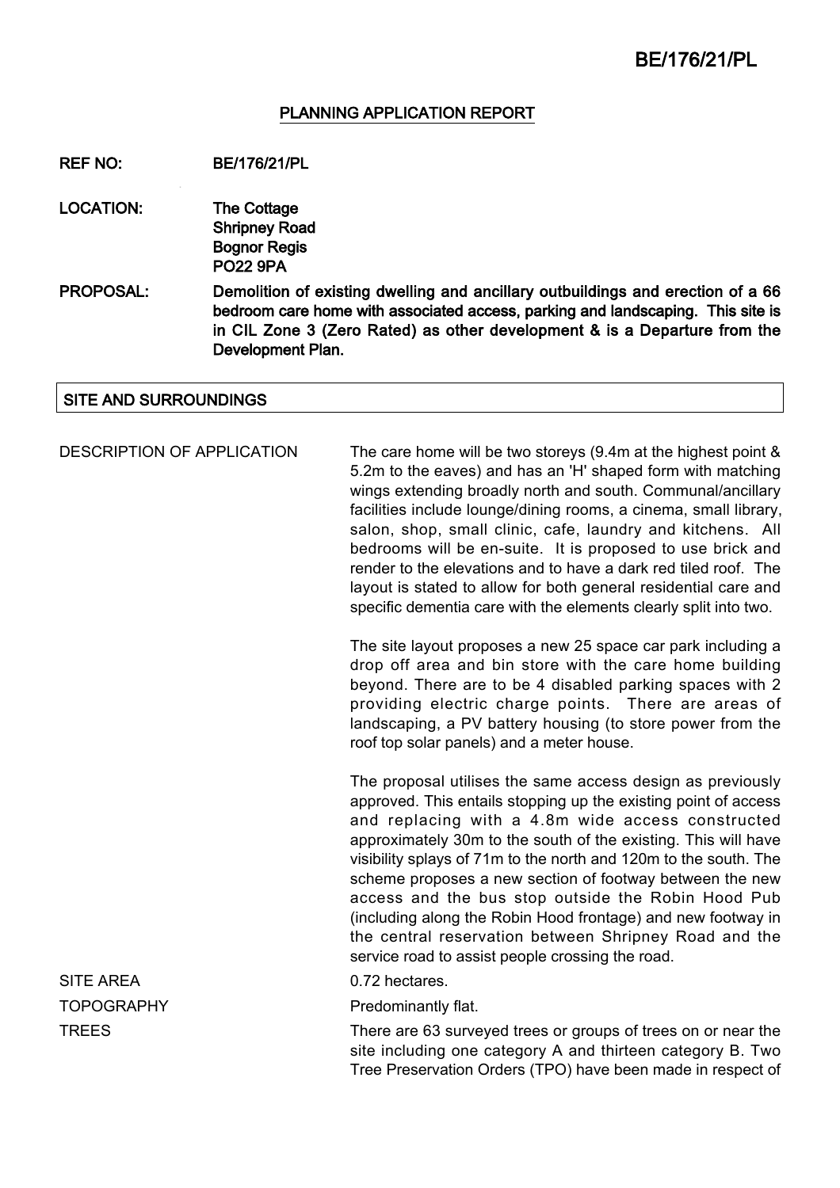## PLANNING APPLICATION REPORT

**REF NO:** BE/176/21/PL

**LOCATION:** The Cottage
Shripney Road
Bognor Regis
PO22 9PA

**PROPOSAL:** Demolition of existing dwelling and ancillary outbuildings and erection of a 66 bedroom care home with associated access, parking and landscaping. This site is in CIL Zone 3 (Zero Rated) as other development & is a Departure from the Development Plan.

### SITE AND SURROUNDINGS

**DESCRIPTION OF APPLICATION**

The care home will be two storeys (9.4m at the highest point & 5.2m to the eaves) and has an 'H' shaped form with matching wings extending broadly north and south. Communal/ancillary facilities include lounge/dining rooms, a cinema, small library, salon, shop, small clinic, cafe, laundry and kitchens. All bedrooms will be en-suite. It is proposed to use brick and render to the elevations and to have a dark red tiled roof. The layout is stated to allow for both general residential care and specific dementia care with the elements clearly split into two.

The site layout proposes a new 25 space car park including a drop off area and bin store with the care home building beyond. There are to be 4 disabled parking spaces with 2 providing electric charge points. There are areas of landscaping, a PV battery housing (to store power from the roof top solar panels) and a meter house.

The proposal utilises the same access design as previously approved. This entails stopping up the existing point of access and replacing with a 4.8m wide access constructed approximately 30m to the south of the existing. This will have visibility splays of 71m to the north and 120m to the south. The scheme proposes a new section of footway between the new access and the bus stop outside the Robin Hood Pub (including along the Robin Hood frontage) and new footway in the central reservation between Shripney Road and the service road to assist people crossing the road.

**SITE AREA**

0.72 hectares.

**TOPOGRAPHY**

Predominantly flat.

**TREES**

There are 63 surveyed trees or groups of trees on or near the site including one category A and thirteen category B. Two Tree Preservation Orders (TPO) have been made in respect of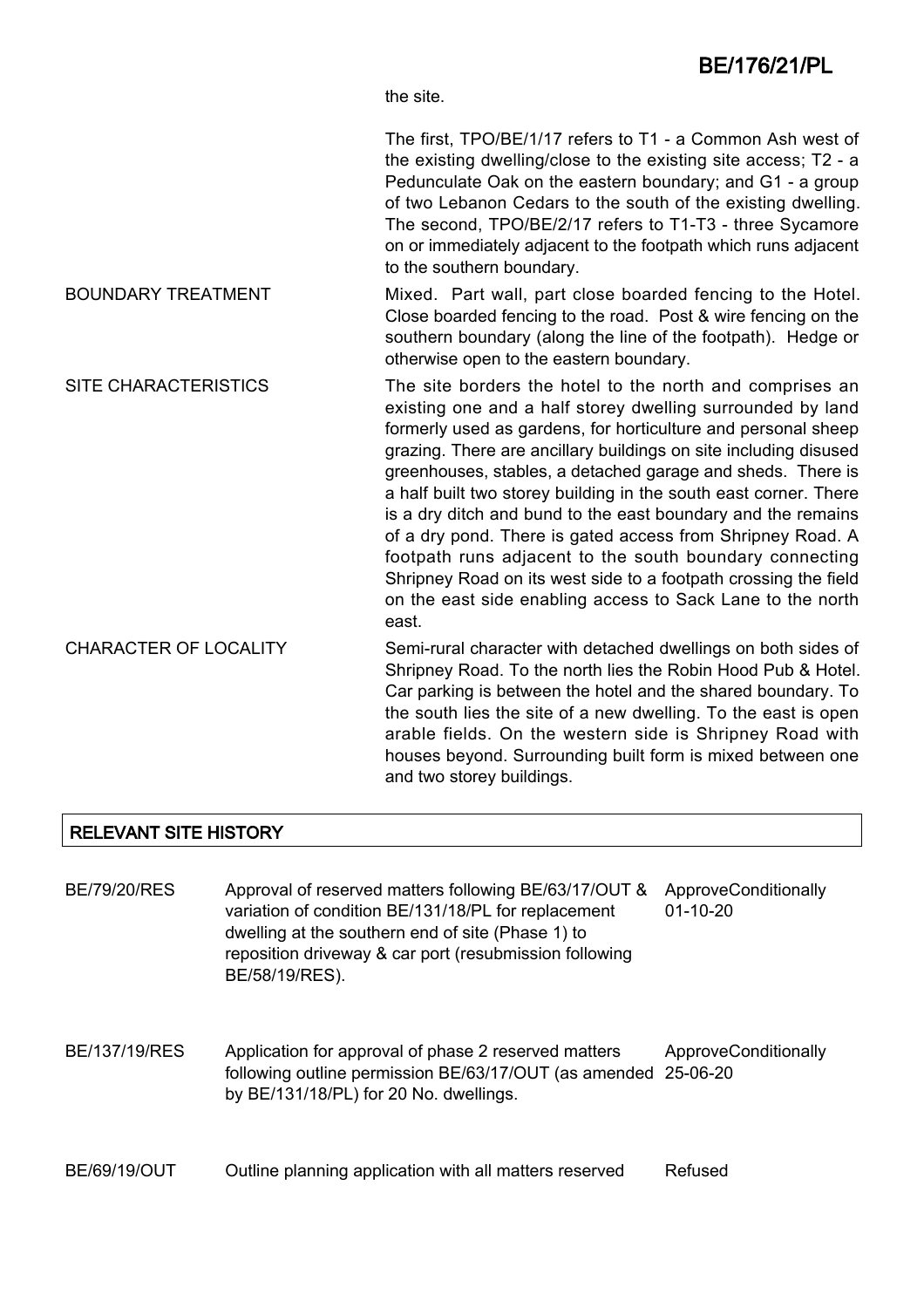| | |
|---|---|
| | the site. |
| | The first, TPO/BE/1/17 refers to T1 - a Common Ash west of the existing dwelling/close to the existing site access; T2 - a Pedunculate Oak on the eastern boundary; and G1 - a group of two Lebanon Cedars to the south of the existing dwelling. The second, TPO/BE/2/17 refers to T1-T3 - three Sycamore on or immediately adjacent to the footpath which runs adjacent to the southern boundary. |
| BOUNDARY TREATMENT | Mixed. Part wall, part close boarded fencing to the Hotel. Close boarded fencing to the road. Post & wire fencing on the southern boundary (along the line of the footpath). Hedge or otherwise open to the eastern boundary. |
| SITE CHARACTERISTICS | The site borders the hotel to the north and comprises an existing one and a half storey dwelling surrounded by land formerly used as gardens, for horticulture and personal sheep grazing. There are ancillary buildings on site including disused greenhouses, stables, a detached garage and sheds. There is a half built two storey building in the south east corner. There is a dry ditch and bund to the east boundary and the remains of a dry pond. There is gated access from Shripney Road. A footpath runs adjacent to the south boundary connecting Shripney Road on its west side to a footpath crossing the field on the east side enabling access to Sack Lane to the north east. |
| CHARACTER OF LOCALITY | Semi-rural character with detached dwellings on both sides of Shripney Road. To the north lies the Robin Hood Pub & Hotel. Car parking is between the hotel and the shared boundary. To the south lies the site of a new dwelling. To the east is open arable fields. On the western side is Shripney Road with houses beyond. Surrounding built form is mixed between one and two storey buildings. |

## RELEVANT SITE HISTORY

| | | |
|---|---|---|
| BE/79/20/RES | Approval of reserved matters following BE/63/17/OUT & variation of condition BE/131/18/PL for replacement dwelling at the southern end of site (Phase 1) to reposition driveway & car port (resubmission following BE/58/19/RES). | ApproveConditionally 01-10-20 |
| BE/137/19/RES | Application for approval of phase 2 reserved matters following outline permission BE/63/17/OUT (as amended by BE/131/18/PL) for 20 No. dwellings. | ApproveConditionally 25-06-20 |
| BE/69/19/OUT | Outline planning application with all matters reserved | Refused |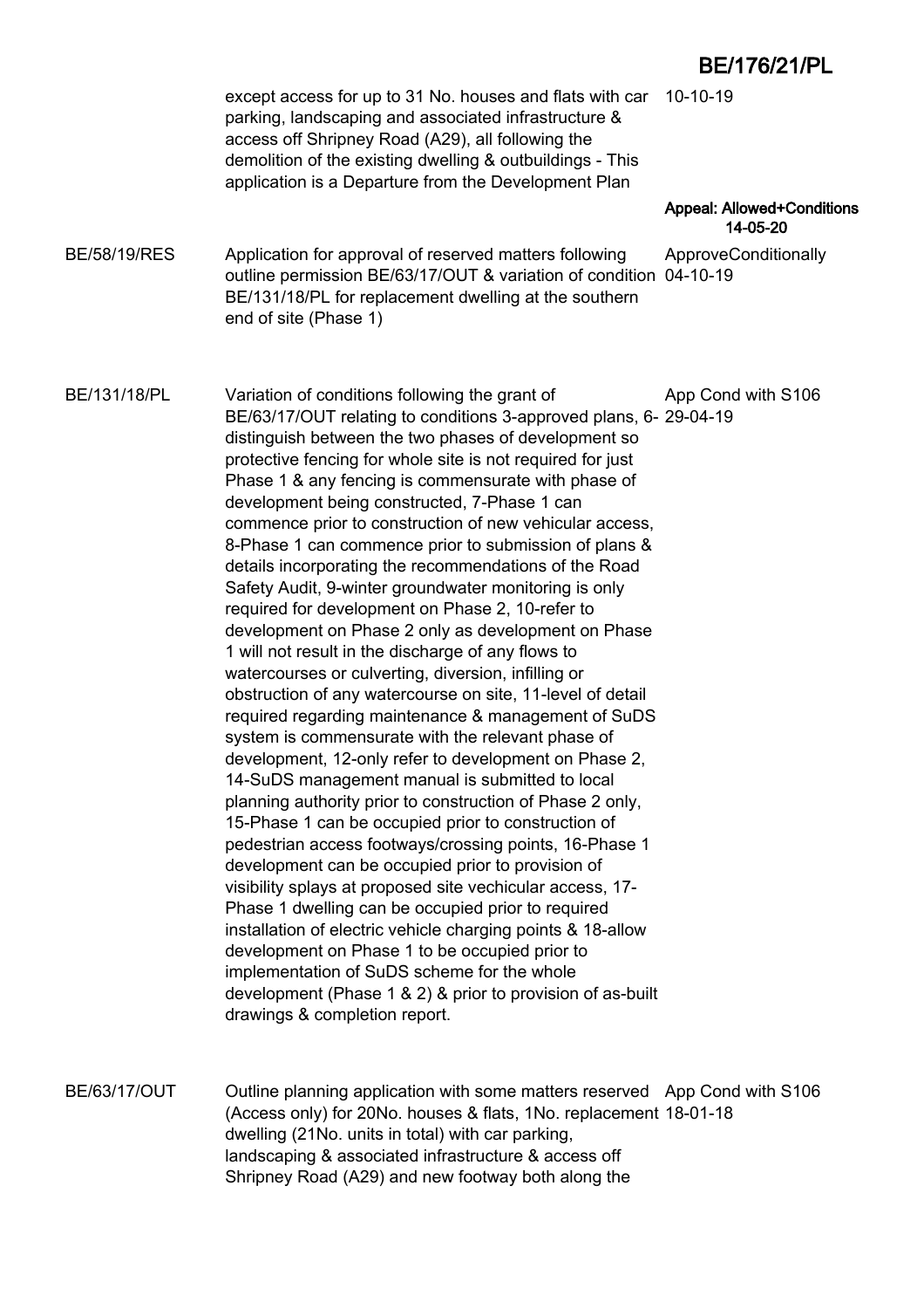| | | |
|---|---|---|
| | except access for up to 31 No. houses and flats with car parking, landscaping and associated infrastructure & access off Shripney Road (A29), all following the demolition of the existing dwelling & outbuildings - This application is a Departure from the Development Plan | 10-10-19<br><br>**Appeal: Allowed+Conditions 14-05-20** |
| BE/58/19/RES | Application for approval of reserved matters following outline permission BE/63/17/OUT & variation of condition BE/131/18/PL for replacement dwelling at the southern end of site (Phase 1) | ApproveConditionally 04-10-19 |
| BE/131/18/PL | Variation of conditions following the grant of BE/63/17/OUT relating to conditions 3-approved plans, 6-distinguish between the two phases of development so protective fencing for whole site is not required for just Phase 1 & any fencing is commensurate with phase of development being constructed, 7-Phase 1 can commence prior to construction of new vehicular access, 8-Phase 1 can commence prior to submission of plans & details incorporating the recommendations of the Road Safety Audit, 9-winter groundwater monitoring is only required for development on Phase 2, 10-refer to development on Phase 2 only as development on Phase 1 will not result in the discharge of any flows to watercourses or culverting, diversion, infilling or obstruction of any watercourse on site, 11-level of detail required regarding maintenance & management of SuDS system is commensurate with the relevant phase of development, 12-only refer to development on Phase 2, 14-SuDS management manual is submitted to local planning authority prior to construction of Phase 2 only, 15-Phase 1 can be occupied prior to construction of pedestrian access footways/crossing points, 16-Phase 1 development can be occupied prior to provision of visibility splays at proposed site vechicular access, 17-Phase 1 dwelling can be occupied prior to required installation of electric vehicle charging points & 18-allow development on Phase 1 to be occupied prior to implementation of SuDS scheme for the whole development (Phase 1 & 2) & prior to provision of as-built drawings & completion report. | App Cond with S106 29-04-19 |
| BE/63/17/OUT | Outline planning application with some matters reserved (Access only) for 20No. houses & flats, 1No. replacement dwelling (21No. units in total) with car parking, landscaping & associated infrastructure & access off Shripney Road (A29) and new footway both along the | App Cond with S106 18-01-18 |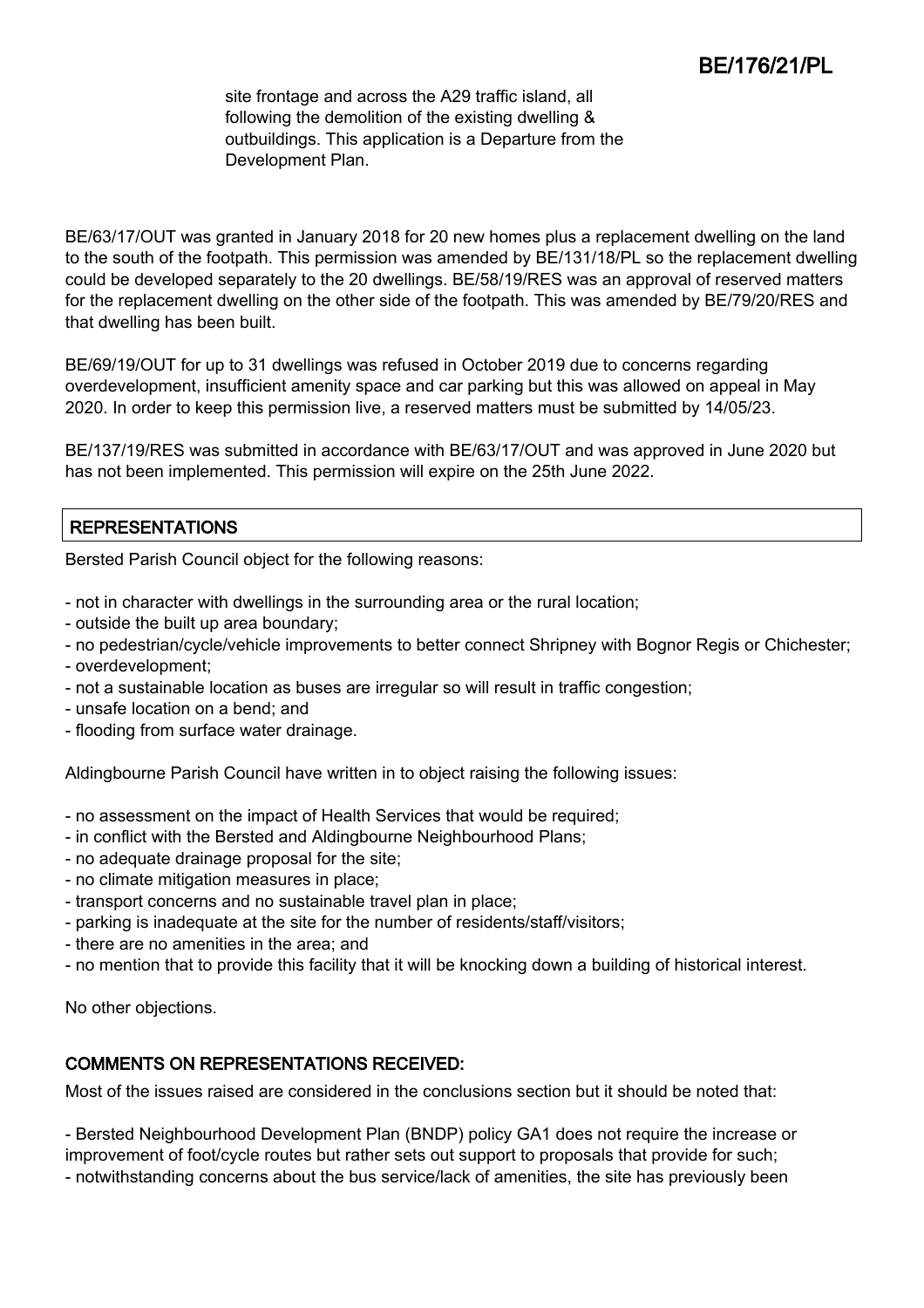site frontage and across the A29 traffic island, all following the demolition of the existing dwelling & outbuildings. This application is a Departure from the Development Plan.

BE/63/17/OUT was granted in January 2018 for 20 new homes plus a replacement dwelling on the land to the south of the footpath. This permission was amended by BE/131/18/PL so the replacement dwelling could be developed separately to the 20 dwellings. BE/58/19/RES was an approval of reserved matters for the replacement dwelling on the other side of the footpath. This was amended by BE/79/20/RES and that dwelling has been built.

BE/69/19/OUT for up to 31 dwellings was refused in October 2019 due to concerns regarding overdevelopment, insufficient amenity space and car parking but this was allowed on appeal in May 2020. In order to keep this permission live, a reserved matters must be submitted by 14/05/23.

BE/137/19/RES was submitted in accordance with BE/63/17/OUT and was approved in June 2020 but has not been implemented. This permission will expire on the 25th June 2022.

## REPRESENTATIONS

Bersted Parish Council object for the following reasons:

- not in character with dwellings in the surrounding area or the rural location;
- outside the built up area boundary;
- no pedestrian/cycle/vehicle improvements to better connect Shripney with Bognor Regis or Chichester;
- overdevelopment;
- not a sustainable location as buses are irregular so will result in traffic congestion;
- unsafe location on a bend; and
- flooding from surface water drainage.

Aldingbourne Parish Council have written in to object raising the following issues:

- no assessment on the impact of Health Services that would be required;
- in conflict with the Bersted and Aldingbourne Neighbourhood Plans;
- no adequate drainage proposal for the site;
- no climate mitigation measures in place;
- transport concerns and no sustainable travel plan in place;
- parking is inadequate at the site for the number of residents/staff/visitors;
- there are no amenities in the area; and
- no mention that to provide this facility that it will be knocking down a building of historical interest.

No other objections.

## COMMENTS ON REPRESENTATIONS RECEIVED:

Most of the issues raised are considered in the conclusions section but it should be noted that:

- Bersted Neighbourhood Development Plan (BNDP) policy GA1 does not require the increase or improvement of foot/cycle routes but rather sets out support to proposals that provide for such;
- notwithstanding concerns about the bus service/lack of amenities, the site has previously been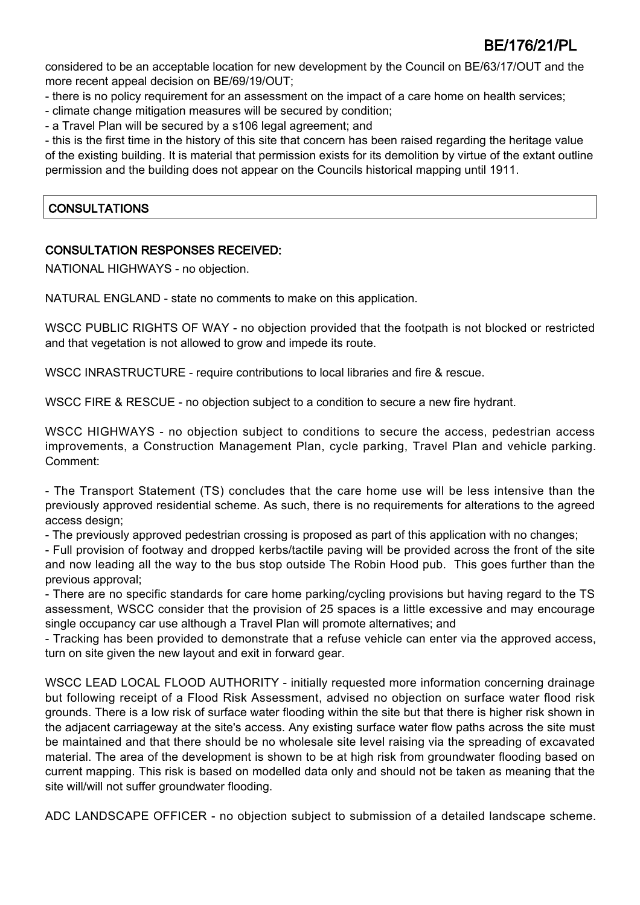considered to be an acceptable location for new development by the Council on BE/63/17/OUT and the more recent appeal decision on BE/69/19/OUT;

- there is no policy requirement for an assessment on the impact of a care home on health services;
- climate change mitigation measures will be secured by condition;
- a Travel Plan will be secured by a s106 legal agreement; and
- this is the first time in the history of this site that concern has been raised regarding the heritage value of the existing building. It is material that permission exists for its demolition by virtue of the extant outline permission and the building does not appear on the Councils historical mapping until 1911.

## CONSULTATIONS

### CONSULTATION RESPONSES RECEIVED:

NATIONAL HIGHWAYS - no objection.

NATURAL ENGLAND - state no comments to make on this application.

WSCC PUBLIC RIGHTS OF WAY - no objection provided that the footpath is not blocked or restricted and that vegetation is not allowed to grow and impede its route.

WSCC INRASTRUCTURE - require contributions to local libraries and fire & rescue.

WSCC FIRE & RESCUE - no objection subject to a condition to secure a new fire hydrant.

WSCC HIGHWAYS - no objection subject to conditions to secure the access, pedestrian access improvements, a Construction Management Plan, cycle parking, Travel Plan and vehicle parking. Comment:

- The Transport Statement (TS) concludes that the care home use will be less intensive than the previously approved residential scheme. As such, there is no requirements for alterations to the agreed access design;
- The previously approved pedestrian crossing is proposed as part of this application with no changes;
- Full provision of footway and dropped kerbs/tactile paving will be provided across the front of the site and now leading all the way to the bus stop outside The Robin Hood pub. This goes further than the previous approval;
- There are no specific standards for care home parking/cycling provisions but having regard to the TS assessment, WSCC consider that the provision of 25 spaces is a little excessive and may encourage single occupancy car use although a Travel Plan will promote alternatives; and
- Tracking has been provided to demonstrate that a refuse vehicle can enter via the approved access, turn on site given the new layout and exit in forward gear.

WSCC LEAD LOCAL FLOOD AUTHORITY - initially requested more information concerning drainage but following receipt of a Flood Risk Assessment, advised no objection on surface water flood risk grounds. There is a low risk of surface water flooding within the site but that there is higher risk shown in the adjacent carriageway at the site's access. Any existing surface water flow paths across the site must be maintained and that there should be no wholesale site level raising via the spreading of excavated material. The area of the development is shown to be at high risk from groundwater flooding based on current mapping. This risk is based on modelled data only and should not be taken as meaning that the site will/will not suffer groundwater flooding.

ADC LANDSCAPE OFFICER - no objection subject to submission of a detailed landscape scheme.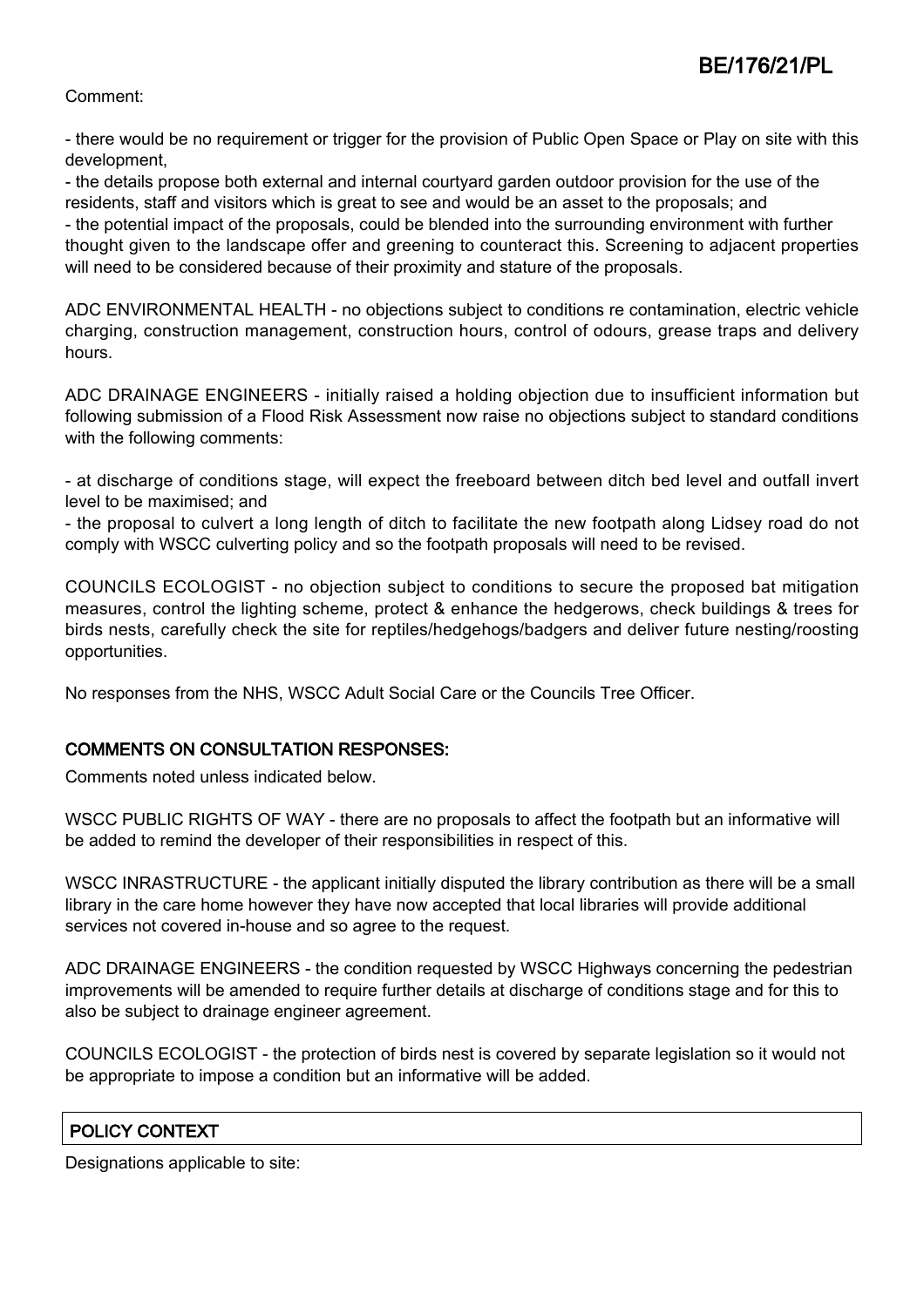Comment:

- there would be no requirement or trigger for the provision of Public Open Space or Play on site with this development,
- the details propose both external and internal courtyard garden outdoor provision for the use of the residents, staff and visitors which is great to see and would be an asset to the proposals; and
- the potential impact of the proposals, could be blended into the surrounding environment with further thought given to the landscape offer and greening to counteract this. Screening to adjacent properties will need to be considered because of their proximity and stature of the proposals.

ADC ENVIRONMENTAL HEALTH - no objections subject to conditions re contamination, electric vehicle charging, construction management, construction hours, control of odours, grease traps and delivery hours.

ADC DRAINAGE ENGINEERS - initially raised a holding objection due to insufficient information but following submission of a Flood Risk Assessment now raise no objections subject to standard conditions with the following comments:

- at discharge of conditions stage, will expect the freeboard between ditch bed level and outfall invert level to be maximised; and
- the proposal to culvert a long length of ditch to facilitate the new footpath along Lidsey road do not comply with WSCC culverting policy and so the footpath proposals will need to be revised.

COUNCILS ECOLOGIST - no objection subject to conditions to secure the proposed bat mitigation measures, control the lighting scheme, protect & enhance the hedgerows, check buildings & trees for birds nests, carefully check the site for reptiles/hedgehogs/badgers and deliver future nesting/roosting opportunities.

No responses from the NHS, WSCC Adult Social Care or the Councils Tree Officer.

## COMMENTS ON CONSULTATION RESPONSES:

Comments noted unless indicated below.

WSCC PUBLIC RIGHTS OF WAY - there are no proposals to affect the footpath but an informative will be added to remind the developer of their responsibilities in respect of this.

WSCC INRASTRUCTURE - the applicant initially disputed the library contribution as there will be a small library in the care home however they have now accepted that local libraries will provide additional services not covered in-house and so agree to the request.

ADC DRAINAGE ENGINEERS - the condition requested by WSCC Highways concerning the pedestrian improvements will be amended to require further details at discharge of conditions stage and for this to also be subject to drainage engineer agreement.

COUNCILS ECOLOGIST - the protection of birds nest is covered by separate legislation so it would not be appropriate to impose a condition but an informative will be added.

## POLICY CONTEXT

Designations applicable to site: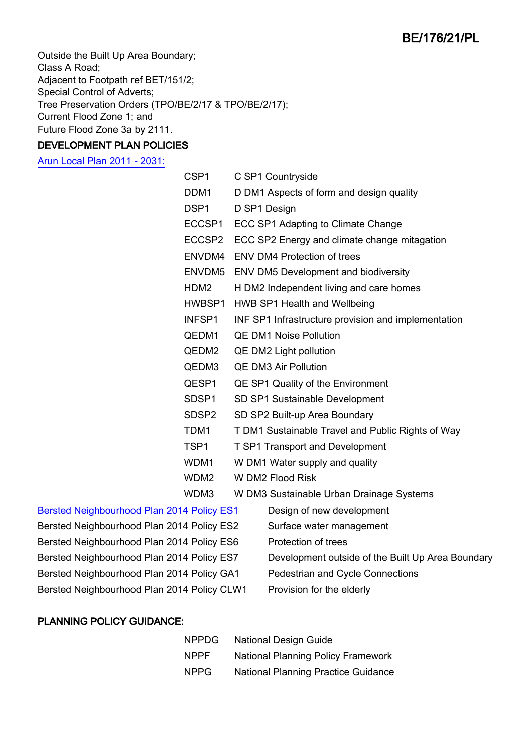Outside the Built Up Area Boundary;
Class A Road;
Adjacent to Footpath ref BET/151/2;
Special Control of Adverts;
Tree Preservation Orders (TPO/BE/2/17 & TPO/BE/2/17);
Current Flood Zone 1; and
Future Flood Zone 3a by 2111.

## DEVELOPMENT PLAN POLICIES

Arun Local Plan 2011 - 2031:

| | |
|---|---|
| CSP1 | C SP1 Countryside |
| DDM1 | D DM1 Aspects of form and design quality |
| DSP1 | D SP1 Design |
| ECCSP1 | ECC SP1 Adapting to Climate Change |
| ECCSP2 | ECC SP2 Energy and climate change mitigation |
| ENVDM4 | ENV DM4 Protection of trees |
| ENVDM5 | ENV DM5 Development and biodiversity |
| HDM2 | H DM2 Independent living and care homes |
| HWBSP1 | HWB SP1 Health and Wellbeing |
| INFSP1 | INF SP1 Infrastructure provision and implementation |
| QEDM1 | QE DM1 Noise Pollution |
| QEDM2 | QE DM2 Light pollution |
| QEDM3 | QE DM3 Air Pollution |
| QESP1 | QE SP1 Quality of the Environment |
| SDSP1 | SD SP1 Sustainable Development |
| SDSP2 | SD SP2 Built-up Area Boundary |
| TDM1 | T DM1 Sustainable Travel and Public Rights of Way |
| TSP1 | T SP1 Transport and Development |
| WDM1 | W DM1 Water supply and quality |
| WDM2 | W DM2 Flood Risk |
| WDM3 | W DM3 Sustainable Urban Drainage Systems |

| | |
|---|---|
| Bersted Neighbourhood Plan 2014 Policy ES1 | Design of new development |
| Bersted Neighbourhood Plan 2014 Policy ES2 | Surface water management |
| Bersted Neighbourhood Plan 2014 Policy ES6 | Protection of trees |
| Bersted Neighbourhood Plan 2014 Policy ES7 | Development outside of the Built Up Area Boundary |
| Bersted Neighbourhood Plan 2014 Policy GA1 | Pedestrian and Cycle Connections |
| Bersted Neighbourhood Plan 2014 Policy CLW1 | Provision for the elderly |

## PLANNING POLICY GUIDANCE:

| | |
|---|---|
| NPPDG | National Design Guide |
| NPPF | National Planning Policy Framework |
| NPPG | National Planning Practice Guidance |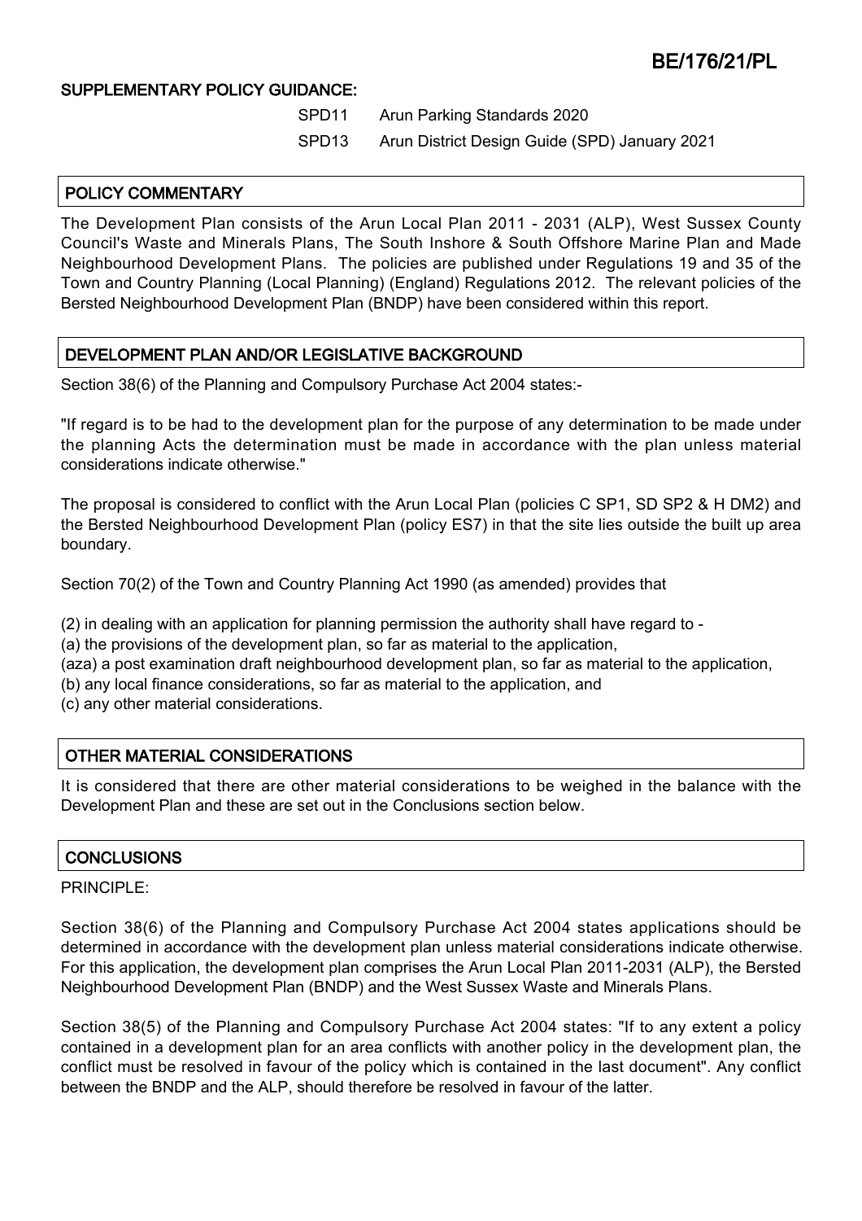## SUPPLEMENTARY POLICY GUIDANCE:

| | |
|---|---|
| SPD11 | Arun Parking Standards 2020 |
| SPD13 | Arun District Design Guide (SPD) January 2021 |

## POLICY COMMENTARY

The Development Plan consists of the Arun Local Plan 2011 - 2031 (ALP), West Sussex County Council's Waste and Minerals Plans, The South Inshore & South Offshore Marine Plan and Made Neighbourhood Development Plans. The policies are published under Regulations 19 and 35 of the Town and Country Planning (Local Planning) (England) Regulations 2012. The relevant policies of the Bersted Neighbourhood Development Plan (BNDP) have been considered within this report.

## DEVELOPMENT PLAN AND/OR LEGISLATIVE BACKGROUND

Section 38(6) of the Planning and Compulsory Purchase Act 2004 states:-

"If regard is to be had to the development plan for the purpose of any determination to be made under the planning Acts the determination must be made in accordance with the plan unless material considerations indicate otherwise."

The proposal is considered to conflict with the Arun Local Plan (policies C SP1, SD SP2 & H DM2) and the Bersted Neighbourhood Development Plan (policy ES7) in that the site lies outside the built up area boundary.

Section 70(2) of the Town and Country Planning Act 1990 (as amended) provides that

(2) in dealing with an application for planning permission the authority shall have regard to -
(a) the provisions of the development plan, so far as material to the application,
(aza) a post examination draft neighbourhood development plan, so far as material to the application,
(b) any local finance considerations, so far as material to the application, and
(c) any other material considerations.

## OTHER MATERIAL CONSIDERATIONS

It is considered that there are other material considerations to be weighed in the balance with the Development Plan and these are set out in the Conclusions section below.

## CONCLUSIONS

PRINCIPLE:

Section 38(6) of the Planning and Compulsory Purchase Act 2004 states applications should be determined in accordance with the development plan unless material considerations indicate otherwise. For this application, the development plan comprises the Arun Local Plan 2011-2031 (ALP), the Bersted Neighbourhood Development Plan (BNDP) and the West Sussex Waste and Minerals Plans.

Section 38(5) of the Planning and Compulsory Purchase Act 2004 states: "If to any extent a policy contained in a development plan for an area conflicts with another policy in the development plan, the conflict must be resolved in favour of the policy which is contained in the last document". Any conflict between the BNDP and the ALP, should therefore be resolved in favour of the latter.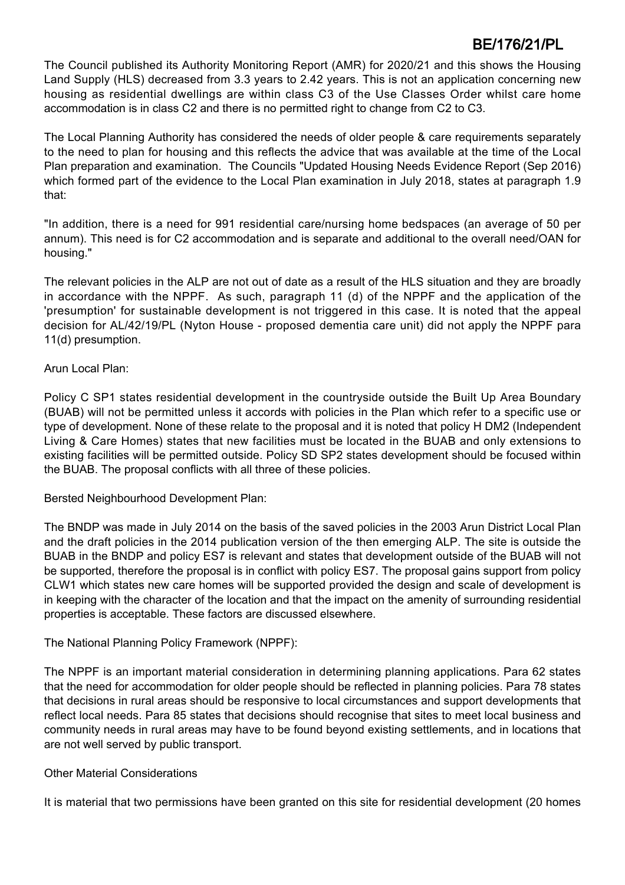The Council published its Authority Monitoring Report (AMR) for 2020/21 and this shows the Housing Land Supply (HLS) decreased from 3.3 years to 2.42 years. This is not an application concerning new housing as residential dwellings are within class C3 of the Use Classes Order whilst care home accommodation is in class C2 and there is no permitted right to change from C2 to C3.

The Local Planning Authority has considered the needs of older people & care requirements separately to the need to plan for housing and this reflects the advice that was available at the time of the Local Plan preparation and examination. The Councils "Updated Housing Needs Evidence Report (Sep 2016) which formed part of the evidence to the Local Plan examination in July 2018, states at paragraph 1.9 that:

"In addition, there is a need for 991 residential care/nursing home bedspaces (an average of 50 per annum). This need is for C2 accommodation and is separate and additional to the overall need/OAN for housing."

The relevant policies in the ALP are not out of date as a result of the HLS situation and they are broadly in accordance with the NPPF. As such, paragraph 11 (d) of the NPPF and the application of the 'presumption' for sustainable development is not triggered in this case. It is noted that the appeal decision for AL/42/19/PL (Nyton House - proposed dementia care unit) did not apply the NPPF para 11(d) presumption.

Arun Local Plan:

Policy C SP1 states residential development in the countryside outside the Built Up Area Boundary (BUAB) will not be permitted unless it accords with policies in the Plan which refer to a specific use or type of development. None of these relate to the proposal and it is noted that policy H DM2 (Independent Living & Care Homes) states that new facilities must be located in the BUAB and only extensions to existing facilities will be permitted outside. Policy SD SP2 states development should be focused within the BUAB. The proposal conflicts with all three of these policies.

Bersted Neighbourhood Development Plan:

The BNDP was made in July 2014 on the basis of the saved policies in the 2003 Arun District Local Plan and the draft policies in the 2014 publication version of the then emerging ALP. The site is outside the BUAB in the BNDP and policy ES7 is relevant and states that development outside of the BUAB will not be supported, therefore the proposal is in conflict with policy ES7. The proposal gains support from policy CLW1 which states new care homes will be supported provided the design and scale of development is in keeping with the character of the location and that the impact on the amenity of surrounding residential properties is acceptable. These factors are discussed elsewhere.

The National Planning Policy Framework (NPPF):

The NPPF is an important material consideration in determining planning applications. Para 62 states that the need for accommodation for older people should be reflected in planning policies. Para 78 states that decisions in rural areas should be responsive to local circumstances and support developments that reflect local needs. Para 85 states that decisions should recognise that sites to meet local business and community needs in rural areas may have to be found beyond existing settlements, and in locations that are not well served by public transport.

Other Material Considerations

It is material that two permissions have been granted on this site for residential development (20 homes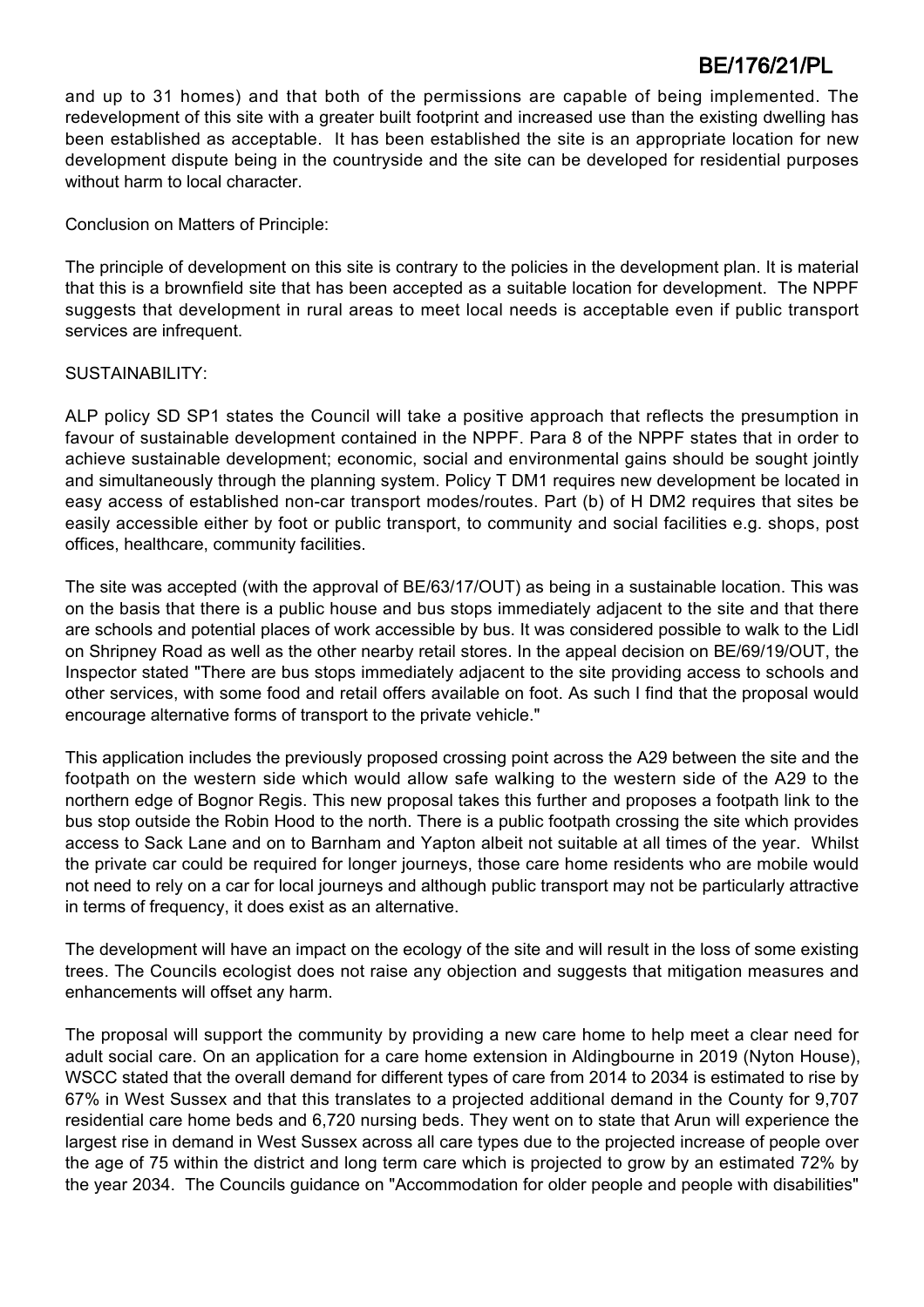and up to 31 homes) and that both of the permissions are capable of being implemented. The redevelopment of this site with a greater built footprint and increased use than the existing dwelling has been established as acceptable. It has been established the site is an appropriate location for new development dispute being in the countryside and the site can be developed for residential purposes without harm to local character.

Conclusion on Matters of Principle:

The principle of development on this site is contrary to the policies in the development plan. It is material that this is a brownfield site that has been accepted as a suitable location for development. The NPPF suggests that development in rural areas to meet local needs is acceptable even if public transport services are infrequent.

SUSTAINABILITY:

ALP policy SD SP1 states the Council will take a positive approach that reflects the presumption in favour of sustainable development contained in the NPPF. Para 8 of the NPPF states that in order to achieve sustainable development; economic, social and environmental gains should be sought jointly and simultaneously through the planning system. Policy T DM1 requires new development be located in easy access of established non-car transport modes/routes. Part (b) of H DM2 requires that sites be easily accessible either by foot or public transport, to community and social facilities e.g. shops, post offices, healthcare, community facilities.

The site was accepted (with the approval of BE/63/17/OUT) as being in a sustainable location. This was on the basis that there is a public house and bus stops immediately adjacent to the site and that there are schools and potential places of work accessible by bus. It was considered possible to walk to the Lidl on Shripney Road as well as the other nearby retail stores. In the appeal decision on BE/69/19/OUT, the Inspector stated "There are bus stops immediately adjacent to the site providing access to schools and other services, with some food and retail offers available on foot. As such I find that the proposal would encourage alternative forms of transport to the private vehicle."

This application includes the previously proposed crossing point across the A29 between the site and the footpath on the western side which would allow safe walking to the western side of the A29 to the northern edge of Bognor Regis. This new proposal takes this further and proposes a footpath link to the bus stop outside the Robin Hood to the north. There is a public footpath crossing the site which provides access to Sack Lane and on to Barnham and Yapton albeit not suitable at all times of the year. Whilst the private car could be required for longer journeys, those care home residents who are mobile would not need to rely on a car for local journeys and although public transport may not be particularly attractive in terms of frequency, it does exist as an alternative.

The development will have an impact on the ecology of the site and will result in the loss of some existing trees. The Councils ecologist does not raise any objection and suggests that mitigation measures and enhancements will offset any harm.

The proposal will support the community by providing a new care home to help meet a clear need for adult social care. On an application for a care home extension in Aldingbourne in 2019 (Nyton House), WSCC stated that the overall demand for different types of care from 2014 to 2034 is estimated to rise by 67% in West Sussex and that this translates to a projected additional demand in the County for 9,707 residential care home beds and 6,720 nursing beds. They went on to state that Arun will experience the largest rise in demand in West Sussex across all care types due to the projected increase of people over the age of 75 within the district and long term care which is projected to grow by an estimated 72% by the year 2034. The Councils guidance on "Accommodation for older people and people with disabilities"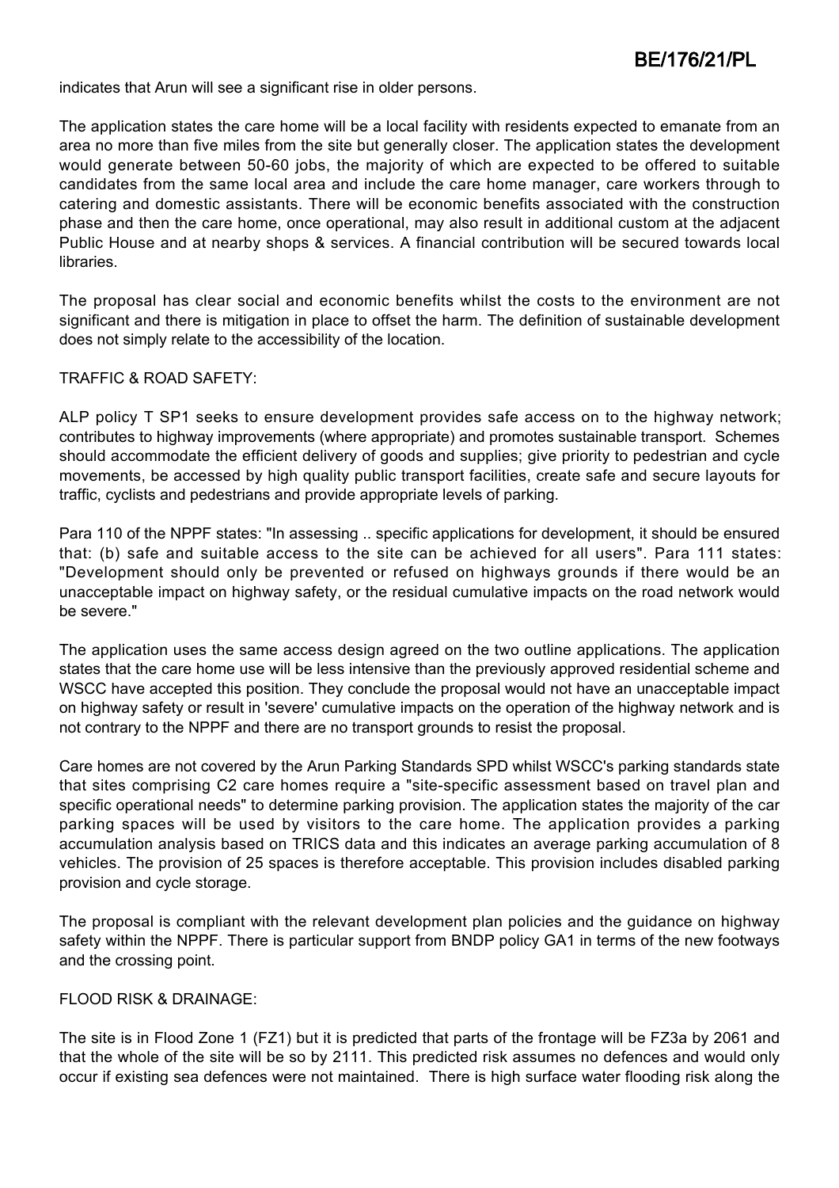indicates that Arun will see a significant rise in older persons.

The application states the care home will be a local facility with residents expected to emanate from an area no more than five miles from the site but generally closer. The application states the development would generate between 50-60 jobs, the majority of which are expected to be offered to suitable candidates from the same local area and include the care home manager, care workers through to catering and domestic assistants. There will be economic benefits associated with the construction phase and then the care home, once operational, may also result in additional custom at the adjacent Public House and at nearby shops & services. A financial contribution will be secured towards local libraries.

The proposal has clear social and economic benefits whilst the costs to the environment are not significant and there is mitigation in place to offset the harm. The definition of sustainable development does not simply relate to the accessibility of the location.

TRAFFIC & ROAD SAFETY:

ALP policy T SP1 seeks to ensure development provides safe access on to the highway network; contributes to highway improvements (where appropriate) and promotes sustainable transport. Schemes should accommodate the efficient delivery of goods and supplies; give priority to pedestrian and cycle movements, be accessed by high quality public transport facilities, create safe and secure layouts for traffic, cyclists and pedestrians and provide appropriate levels of parking.

Para 110 of the NPPF states: "In assessing .. specific applications for development, it should be ensured that: (b) safe and suitable access to the site can be achieved for all users". Para 111 states: "Development should only be prevented or refused on highways grounds if there would be an unacceptable impact on highway safety, or the residual cumulative impacts on the road network would be severe."

The application uses the same access design agreed on the two outline applications. The application states that the care home use will be less intensive than the previously approved residential scheme and WSCC have accepted this position. They conclude the proposal would not have an unacceptable impact on highway safety or result in 'severe' cumulative impacts on the operation of the highway network and is not contrary to the NPPF and there are no transport grounds to resist the proposal.

Care homes are not covered by the Arun Parking Standards SPD whilst WSCC's parking standards state that sites comprising C2 care homes require a "site-specific assessment based on travel plan and specific operational needs" to determine parking provision. The application states the majority of the car parking spaces will be used by visitors to the care home. The application provides a parking accumulation analysis based on TRICS data and this indicates an average parking accumulation of 8 vehicles. The provision of 25 spaces is therefore acceptable. This provision includes disabled parking provision and cycle storage.

The proposal is compliant with the relevant development plan policies and the guidance on highway safety within the NPPF. There is particular support from BNDP policy GA1 in terms of the new footways and the crossing point.

FLOOD RISK & DRAINAGE:

The site is in Flood Zone 1 (FZ1) but it is predicted that parts of the frontage will be FZ3a by 2061 and that the whole of the site will be so by 2111. This predicted risk assumes no defences and would only occur if existing sea defences were not maintained. There is high surface water flooding risk along the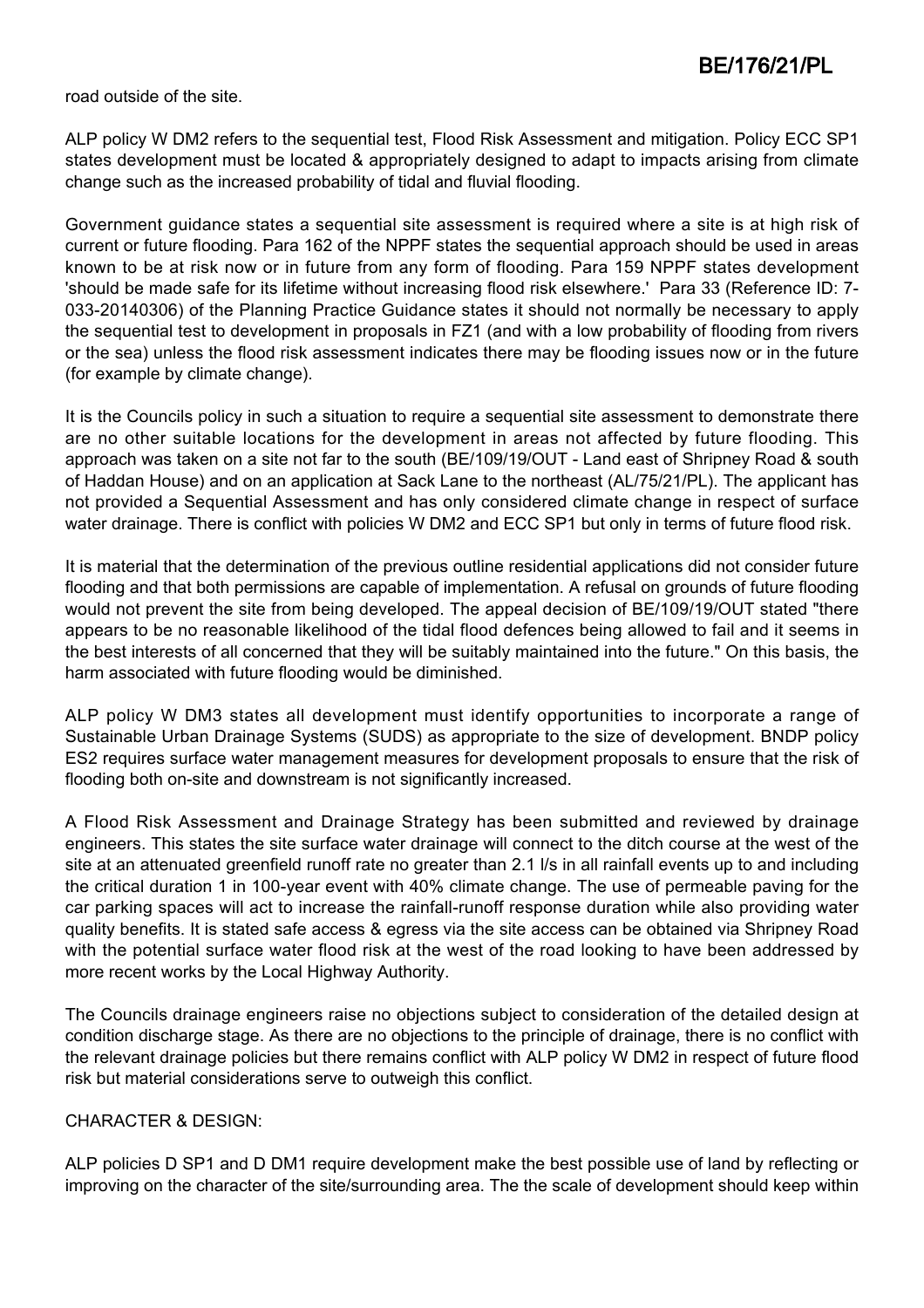road outside of the site.

ALP policy W DM2 refers to the sequential test, Flood Risk Assessment and mitigation. Policy ECC SP1 states development must be located & appropriately designed to adapt to impacts arising from climate change such as the increased probability of tidal and fluvial flooding.

Government guidance states a sequential site assessment is required where a site is at high risk of current or future flooding. Para 162 of the NPPF states the sequential approach should be used in areas known to be at risk now or in future from any form of flooding. Para 159 NPPF states development 'should be made safe for its lifetime without increasing flood risk elsewhere.' Para 33 (Reference ID: 7-033-20140306) of the Planning Practice Guidance states it should not normally be necessary to apply the sequential test to development in proposals in FZ1 (and with a low probability of flooding from rivers or the sea) unless the flood risk assessment indicates there may be flooding issues now or in the future (for example by climate change).

It is the Councils policy in such a situation to require a sequential site assessment to demonstrate there are no other suitable locations for the development in areas not affected by future flooding. This approach was taken on a site not far to the south (BE/109/19/OUT - Land east of Shripney Road & south of Haddan House) and on an application at Sack Lane to the northeast (AL/75/21/PL). The applicant has not provided a Sequential Assessment and has only considered climate change in respect of surface water drainage. There is conflict with policies W DM2 and ECC SP1 but only in terms of future flood risk.

It is material that the determination of the previous outline residential applications did not consider future flooding and that both permissions are capable of implementation. A refusal on grounds of future flooding would not prevent the site from being developed. The appeal decision of BE/109/19/OUT stated "there appears to be no reasonable likelihood of the tidal flood defences being allowed to fail and it seems in the best interests of all concerned that they will be suitably maintained into the future." On this basis, the harm associated with future flooding would be diminished.

ALP policy W DM3 states all development must identify opportunities to incorporate a range of Sustainable Urban Drainage Systems (SUDS) as appropriate to the size of development. BNDP policy ES2 requires surface water management measures for development proposals to ensure that the risk of flooding both on-site and downstream is not significantly increased.

A Flood Risk Assessment and Drainage Strategy has been submitted and reviewed by drainage engineers. This states the site surface water drainage will connect to the ditch course at the west of the site at an attenuated greenfield runoff rate no greater than 2.1 l/s in all rainfall events up to and including the critical duration 1 in 100-year event with 40% climate change. The use of permeable paving for the car parking spaces will act to increase the rainfall-runoff response duration while also providing water quality benefits. It is stated safe access & egress via the site access can be obtained via Shripney Road with the potential surface water flood risk at the west of the road looking to have been addressed by more recent works by the Local Highway Authority.

The Councils drainage engineers raise no objections subject to consideration of the detailed design at condition discharge stage. As there are no objections to the principle of drainage, there is no conflict with the relevant drainage policies but there remains conflict with ALP policy W DM2 in respect of future flood risk but material considerations serve to outweigh this conflict.

CHARACTER & DESIGN:

ALP policies D SP1 and D DM1 require development make the best possible use of land by reflecting or improving on the character of the site/surrounding area. The the scale of development should keep within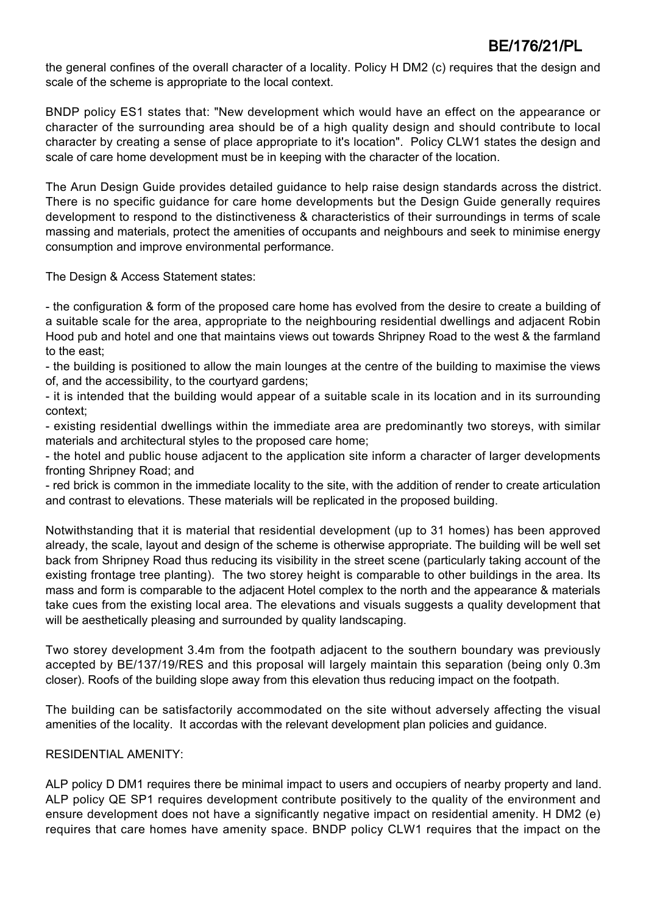the general confines of the overall character of a locality. Policy H DM2 (c) requires that the design and scale of the scheme is appropriate to the local context.

BNDP policy ES1 states that: "New development which would have an effect on the appearance or character of the surrounding area should be of a high quality design and should contribute to local character by creating a sense of place appropriate to it's location". Policy CLW1 states the design and scale of care home development must be in keeping with the character of the location.

The Arun Design Guide provides detailed guidance to help raise design standards across the district. There is no specific guidance for care home developments but the Design Guide generally requires development to respond to the distinctiveness & characteristics of their surroundings in terms of scale massing and materials, protect the amenities of occupants and neighbours and seek to minimise energy consumption and improve environmental performance.

The Design & Access Statement states:

- the configuration & form of the proposed care home has evolved from the desire to create a building of a suitable scale for the area, appropriate to the neighbouring residential dwellings and adjacent Robin Hood pub and hotel and one that maintains views out towards Shripney Road to the west & the farmland to the east;
- the building is positioned to allow the main lounges at the centre of the building to maximise the views of, and the accessibility, to the courtyard gardens;
- it is intended that the building would appear of a suitable scale in its location and in its surrounding context;
- existing residential dwellings within the immediate area are predominantly two storeys, with similar materials and architectural styles to the proposed care home;
- the hotel and public house adjacent to the application site inform a character of larger developments fronting Shripney Road; and
- red brick is common in the immediate locality to the site, with the addition of render to create articulation and contrast to elevations. These materials will be replicated in the proposed building.

Notwithstanding that it is material that residential development (up to 31 homes) has been approved already, the scale, layout and design of the scheme is otherwise appropriate. The building will be well set back from Shripney Road thus reducing its visibility in the street scene (particularly taking account of the existing frontage tree planting). The two storey height is comparable to other buildings in the area. Its mass and form is comparable to the adjacent Hotel complex to the north and the appearance & materials take cues from the existing local area. The elevations and visuals suggests a quality development that will be aesthetically pleasing and surrounded by quality landscaping.

Two storey development 3.4m from the footpath adjacent to the southern boundary was previously accepted by BE/137/19/RES and this proposal will largely maintain this separation (being only 0.3m closer). Roofs of the building slope away from this elevation thus reducing impact on the footpath.

The building can be satisfactorily accommodated on the site without adversely affecting the visual amenities of the locality. It accordas with the relevant development plan policies and guidance.

RESIDENTIAL AMENITY:

ALP policy D DM1 requires there be minimal impact to users and occupiers of nearby property and land. ALP policy QE SP1 requires development contribute positively to the quality of the environment and ensure development does not have a significantly negative impact on residential amenity. H DM2 (e) requires that care homes have amenity space. BNDP policy CLW1 requires that the impact on the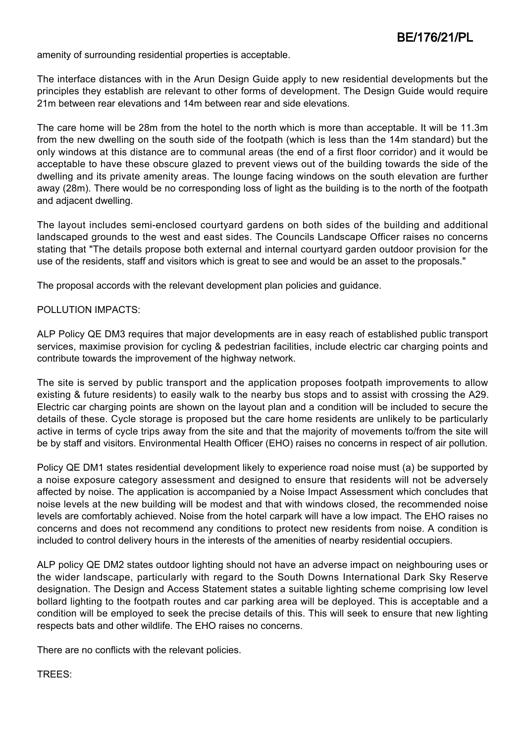amenity of surrounding residential properties is acceptable.

The interface distances with in the Arun Design Guide apply to new residential developments but the principles they establish are relevant to other forms of development. The Design Guide would require 21m between rear elevations and 14m between rear and side elevations.

The care home will be 28m from the hotel to the north which is more than acceptable. It will be 11.3m from the new dwelling on the south side of the footpath (which is less than the 14m standard) but the only windows at this distance are to communal areas (the end of a first floor corridor) and it would be acceptable to have these obscure glazed to prevent views out of the building towards the side of the dwelling and its private amenity areas. The lounge facing windows on the south elevation are further away (28m). There would be no corresponding loss of light as the building is to the north of the footpath and adjacent dwelling.

The layout includes semi-enclosed courtyard gardens on both sides of the building and additional landscaped grounds to the west and east sides. The Councils Landscape Officer raises no concerns stating that "The details propose both external and internal courtyard garden outdoor provision for the use of the residents, staff and visitors which is great to see and would be an asset to the proposals."

The proposal accords with the relevant development plan policies and guidance.

POLLUTION IMPACTS:

ALP Policy QE DM3 requires that major developments are in easy reach of established public transport services, maximise provision for cycling & pedestrian facilities, include electric car charging points and contribute towards the improvement of the highway network.

The site is served by public transport and the application proposes footpath improvements to allow existing & future residents) to easily walk to the nearby bus stops and to assist with crossing the A29. Electric car charging points are shown on the layout plan and a condition will be included to secure the details of these. Cycle storage is proposed but the care home residents are unlikely to be particularly active in terms of cycle trips away from the site and that the majority of movements to/from the site will be by staff and visitors. Environmental Health Officer (EHO) raises no concerns in respect of air pollution.

Policy QE DM1 states residential development likely to experience road noise must (a) be supported by a noise exposure category assessment and designed to ensure that residents will not be adversely affected by noise. The application is accompanied by a Noise Impact Assessment which concludes that noise levels at the new building will be modest and that with windows closed, the recommended noise levels are comfortably achieved. Noise from the hotel carpark will have a low impact. The EHO raises no concerns and does not recommend any conditions to protect new residents from noise. A condition is included to control delivery hours in the interests of the amenities of nearby residential occupiers.

ALP policy QE DM2 states outdoor lighting should not have an adverse impact on neighbouring uses or the wider landscape, particularly with regard to the South Downs International Dark Sky Reserve designation. The Design and Access Statement states a suitable lighting scheme comprising low level bollard lighting to the footpath routes and car parking area will be deployed. This is acceptable and a condition will be employed to seek the precise details of this. This will seek to ensure that new lighting respects bats and other wildlife. The EHO raises no concerns.

There are no conflicts with the relevant policies.

TREES: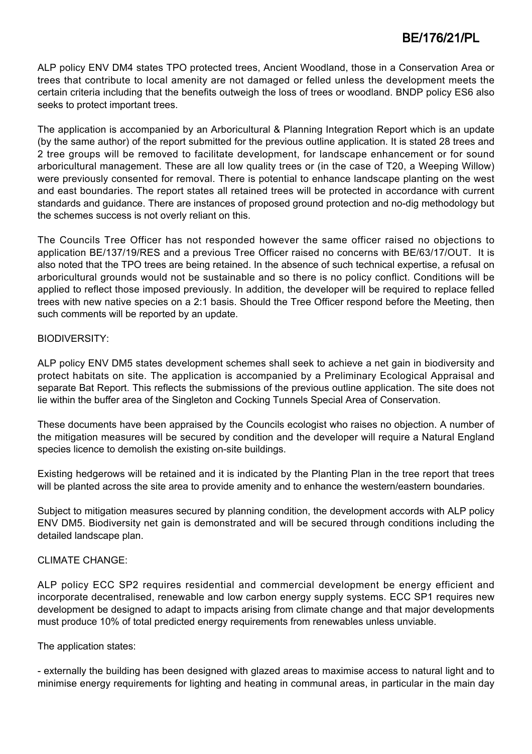ALP policy ENV DM4 states TPO protected trees, Ancient Woodland, those in a Conservation Area or trees that contribute to local amenity are not damaged or felled unless the development meets the certain criteria including that the benefits outweigh the loss of trees or woodland. BNDP policy ES6 also seeks to protect important trees.

The application is accompanied by an Arboricultural & Planning Integration Report which is an update (by the same author) of the report submitted for the previous outline application. It is stated 28 trees and 2 tree groups will be removed to facilitate development, for landscape enhancement or for sound arboricultural management. These are all low quality trees or (in the case of T20, a Weeping Willow) were previously consented for removal. There is potential to enhance landscape planting on the west and east boundaries. The report states all retained trees will be protected in accordance with current standards and guidance. There are instances of proposed ground protection and no-dig methodology but the schemes success is not overly reliant on this.

The Councils Tree Officer has not responded however the same officer raised no objections to application BE/137/19/RES and a previous Tree Officer raised no concerns with BE/63/17/OUT. It is also noted that the TPO trees are being retained. In the absence of such technical expertise, a refusal on arboricultural grounds would not be sustainable and so there is no policy conflict. Conditions will be applied to reflect those imposed previously. In addition, the developer will be required to replace felled trees with new native species on a 2:1 basis. Should the Tree Officer respond before the Meeting, then such comments will be reported by an update.

BIODIVERSITY:

ALP policy ENV DM5 states development schemes shall seek to achieve a net gain in biodiversity and protect habitats on site. The application is accompanied by a Preliminary Ecological Appraisal and separate Bat Report. This reflects the submissions of the previous outline application. The site does not lie within the buffer area of the Singleton and Cocking Tunnels Special Area of Conservation.

These documents have been appraised by the Councils ecologist who raises no objection. A number of the mitigation measures will be secured by condition and the developer will require a Natural England species licence to demolish the existing on-site buildings.

Existing hedgerows will be retained and it is indicated by the Planting Plan in the tree report that trees will be planted across the site area to provide amenity and to enhance the western/eastern boundaries.

Subject to mitigation measures secured by planning condition, the development accords with ALP policy ENV DM5. Biodiversity net gain is demonstrated and will be secured through conditions including the detailed landscape plan.

CLIMATE CHANGE:

ALP policy ECC SP2 requires residential and commercial development be energy efficient and incorporate decentralised, renewable and low carbon energy supply systems. ECC SP1 requires new development be designed to adapt to impacts arising from climate change and that major developments must produce 10% of total predicted energy requirements from renewables unless unviable.

The application states:

- externally the building has been designed with glazed areas to maximise access to natural light and to minimise energy requirements for lighting and heating in communal areas, in particular in the main day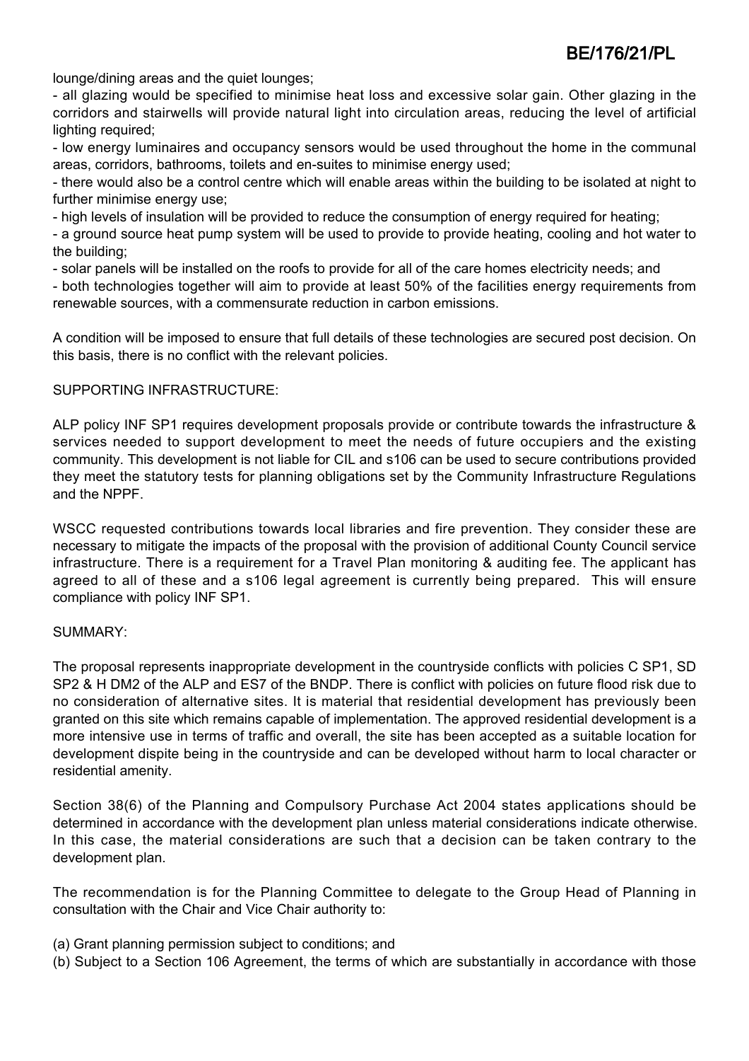lounge/dining areas and the quiet lounges;

- all glazing would be specified to minimise heat loss and excessive solar gain. Other glazing in the corridors and stairwells will provide natural light into circulation areas, reducing the level of artificial lighting required;
- low energy luminaires and occupancy sensors would be used throughout the home in the communal areas, corridors, bathrooms, toilets and en-suites to minimise energy used;
- there would also be a control centre which will enable areas within the building to be isolated at night to further minimise energy use;
- high levels of insulation will be provided to reduce the consumption of energy required for heating;
- a ground source heat pump system will be used to provide to provide heating, cooling and hot water to the building;
- solar panels will be installed on the roofs to provide for all of the care homes electricity needs; and
- both technologies together will aim to provide at least 50% of the facilities energy requirements from renewable sources, with a commensurate reduction in carbon emissions.

A condition will be imposed to ensure that full details of these technologies are secured post decision. On this basis, there is no conflict with the relevant policies.

SUPPORTING INFRASTRUCTURE:

ALP policy INF SP1 requires development proposals provide or contribute towards the infrastructure & services needed to support development to meet the needs of future occupiers and the existing community. This development is not liable for CIL and s106 can be used to secure contributions provided they meet the statutory tests for planning obligations set by the Community Infrastructure Regulations and the NPPF.

WSCC requested contributions towards local libraries and fire prevention. They consider these are necessary to mitigate the impacts of the proposal with the provision of additional County Council service infrastructure. There is a requirement for a Travel Plan monitoring & auditing fee. The applicant has agreed to all of these and a s106 legal agreement is currently being prepared. This will ensure compliance with policy INF SP1.

SUMMARY:

The proposal represents inappropriate development in the countryside conflicts with policies C SP1, SD SP2 & H DM2 of the ALP and ES7 of the BNDP. There is conflict with policies on future flood risk due to no consideration of alternative sites. It is material that residential development has previously been granted on this site which remains capable of implementation. The approved residential development is a more intensive use in terms of traffic and overall, the site has been accepted as a suitable location for development dispite being in the countryside and can be developed without harm to local character or residential amenity.

Section 38(6) of the Planning and Compulsory Purchase Act 2004 states applications should be determined in accordance with the development plan unless material considerations indicate otherwise. In this case, the material considerations are such that a decision can be taken contrary to the development plan.

The recommendation is for the Planning Committee to delegate to the Group Head of Planning in consultation with the Chair and Vice Chair authority to:

(a) Grant planning permission subject to conditions; and
(b) Subject to a Section 106 Agreement, the terms of which are substantially in accordance with those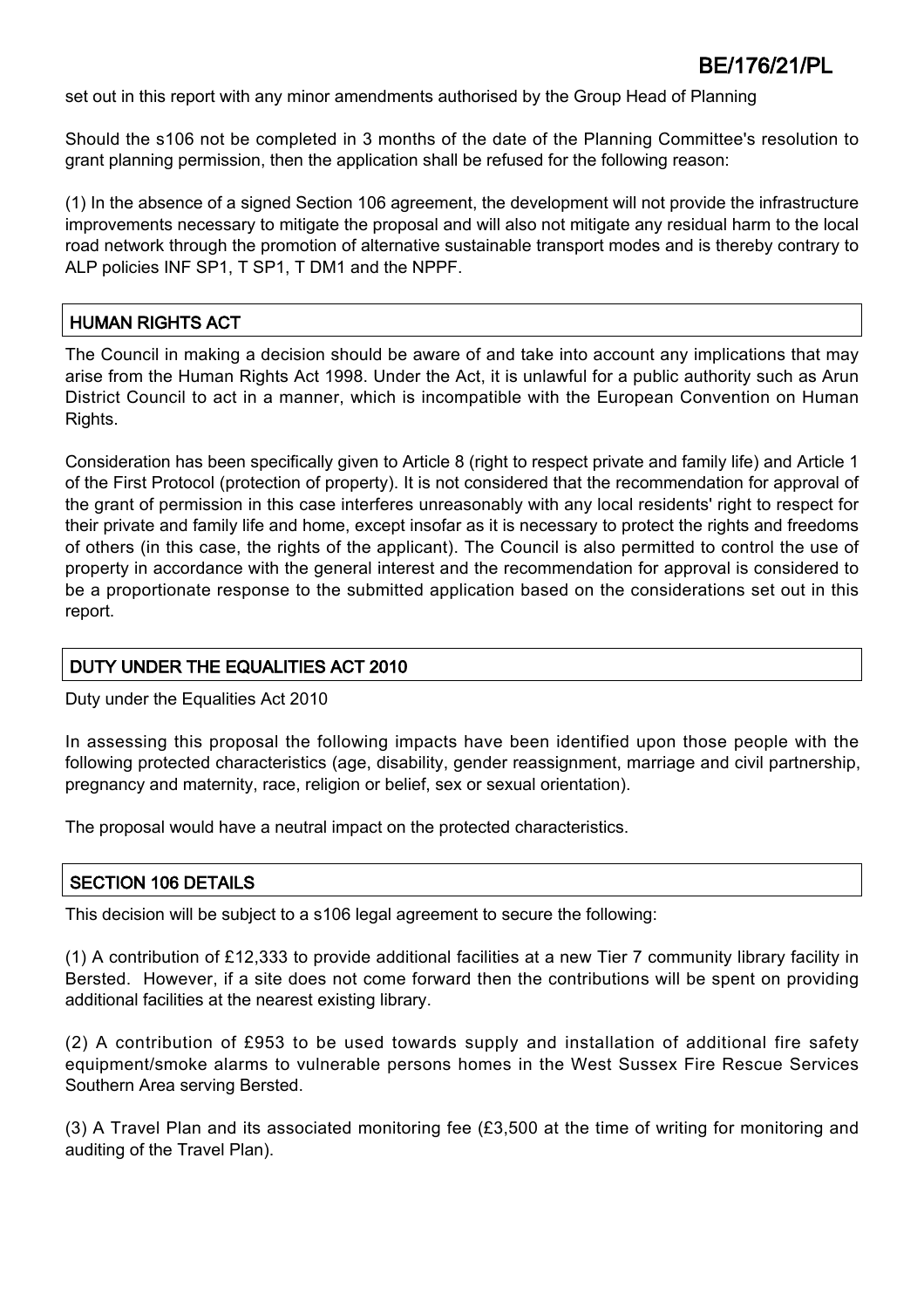set out in this report with any minor amendments authorised by the Group Head of Planning

Should the s106 not be completed in 3 months of the date of the Planning Committee's resolution to grant planning permission, then the application shall be refused for the following reason:

(1) In the absence of a signed Section 106 agreement, the development will not provide the infrastructure improvements necessary to mitigate the proposal and will also not mitigate any residual harm to the local road network through the promotion of alternative sustainable transport modes and is thereby contrary to ALP policies INF SP1, T SP1, T DM1 and the NPPF.

## HUMAN RIGHTS ACT

The Council in making a decision should be aware of and take into account any implications that may arise from the Human Rights Act 1998. Under the Act, it is unlawful for a public authority such as Arun District Council to act in a manner, which is incompatible with the European Convention on Human Rights.

Consideration has been specifically given to Article 8 (right to respect private and family life) and Article 1 of the First Protocol (protection of property). It is not considered that the recommendation for approval of the grant of permission in this case interferes unreasonably with any local residents' right to respect for their private and family life and home, except insofar as it is necessary to protect the rights and freedoms of others (in this case, the rights of the applicant). The Council is also permitted to control the use of property in accordance with the general interest and the recommendation for approval is considered to be a proportionate response to the submitted application based on the considerations set out in this report.

## DUTY UNDER THE EQUALITIES ACT 2010

Duty under the Equalities Act 2010

In assessing this proposal the following impacts have been identified upon those people with the following protected characteristics (age, disability, gender reassignment, marriage and civil partnership, pregnancy and maternity, race, religion or belief, sex or sexual orientation).

The proposal would have a neutral impact on the protected characteristics.

## SECTION 106 DETAILS

This decision will be subject to a s106 legal agreement to secure the following:

(1) A contribution of £12,333 to provide additional facilities at a new Tier 7 community library facility in Bersted. However, if a site does not come forward then the contributions will be spent on providing additional facilities at the nearest existing library.

(2) A contribution of £953 to be used towards supply and installation of additional fire safety equipment/smoke alarms to vulnerable persons homes in the West Sussex Fire Rescue Services Southern Area serving Bersted.

(3) A Travel Plan and its associated monitoring fee (£3,500 at the time of writing for monitoring and auditing of the Travel Plan).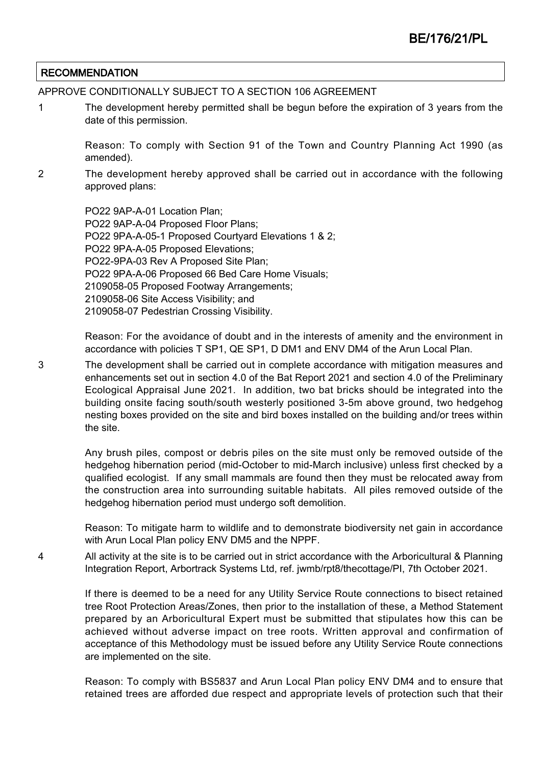## RECOMMENDATION

APPROVE CONDITIONALLY SUBJECT TO A SECTION 106 AGREEMENT

1 The development hereby permitted shall be begun before the expiration of 3 years from the date of this permission.

Reason: To comply with Section 91 of the Town and Country Planning Act 1990 (as amended).

2 The development hereby approved shall be carried out in accordance with the following approved plans:

PO22 9AP-A-01 Location Plan;
PO22 9AP-A-04 Proposed Floor Plans;
PO22 9PA-A-05-1 Proposed Courtyard Elevations 1 & 2;
PO22 9PA-A-05 Proposed Elevations;
PO22-9PA-03 Rev A Proposed Site Plan;
PO22 9PA-A-06 Proposed 66 Bed Care Home Visuals;
2109058-05 Proposed Footway Arrangements;
2109058-06 Site Access Visibility; and
2109058-07 Pedestrian Crossing Visibility.

Reason: For the avoidance of doubt and in the interests of amenity and the environment in accordance with policies T SP1, QE SP1, D DM1 and ENV DM4 of the Arun Local Plan.

3 The development shall be carried out in complete accordance with mitigation measures and enhancements set out in section 4.0 of the Bat Report 2021 and section 4.0 of the Preliminary Ecological Appraisal June 2021. In addition, two bat bricks should be integrated into the building onsite facing south/south westerly positioned 3-5m above ground, two hedgehog nesting boxes provided on the site and bird boxes installed on the building and/or trees within the site.

Any brush piles, compost or debris piles on the site must only be removed outside of the hedgehog hibernation period (mid-October to mid-March inclusive) unless first checked by a qualified ecologist. If any small mammals are found then they must be relocated away from the construction area into surrounding suitable habitats. All piles removed outside of the hedgehog hibernation period must undergo soft demolition.

Reason: To mitigate harm to wildlife and to demonstrate biodiversity net gain in accordance with Arun Local Plan policy ENV DM5 and the NPPF.

4 All activity at the site is to be carried out in strict accordance with the Arboricultural & Planning Integration Report, Arbortrack Systems Ltd, ref. jwmb/rpt8/thecottage/PI, 7th October 2021.

If there is deemed to be a need for any Utility Service Route connections to bisect retained tree Root Protection Areas/Zones, then prior to the installation of these, a Method Statement prepared by an Arboricultural Expert must be submitted that stipulates how this can be achieved without adverse impact on tree roots. Written approval and confirmation of acceptance of this Methodology must be issued before any Utility Service Route connections are implemented on the site.

Reason: To comply with BS5837 and Arun Local Plan policy ENV DM4 and to ensure that retained trees are afforded due respect and appropriate levels of protection such that their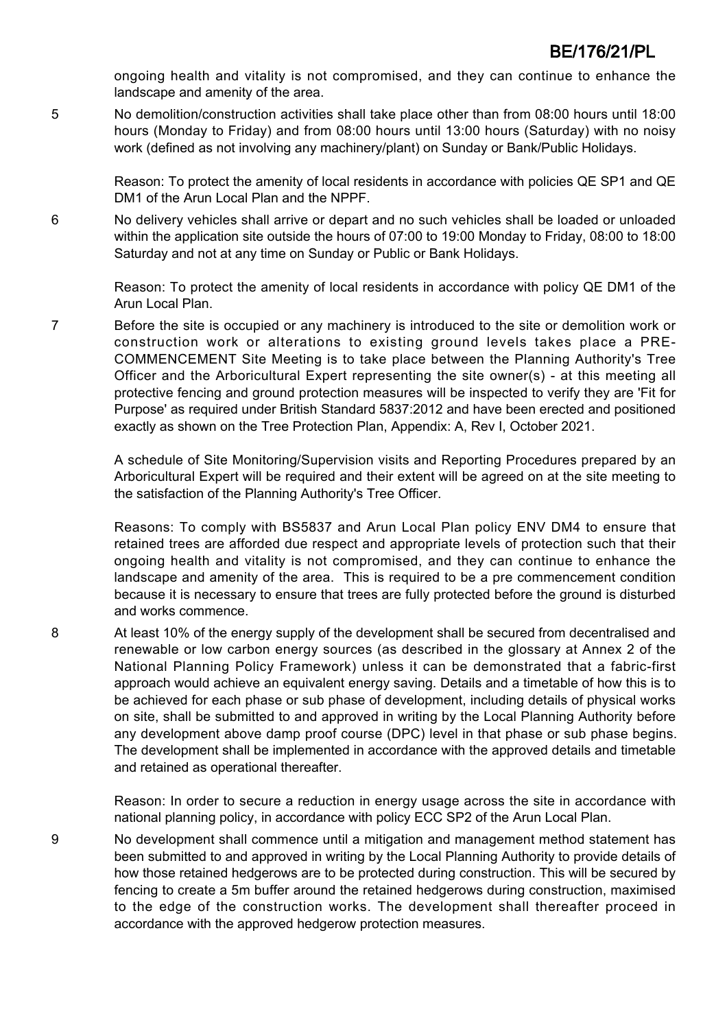ongoing health and vitality is not compromised, and they can continue to enhance the landscape and amenity of the area.

5 No demolition/construction activities shall take place other than from 08:00 hours until 18:00 hours (Monday to Friday) and from 08:00 hours until 13:00 hours (Saturday) with no noisy work (defined as not involving any machinery/plant) on Sunday or Bank/Public Holidays.

Reason: To protect the amenity of local residents in accordance with policies QE SP1 and QE DM1 of the Arun Local Plan and the NPPF.

6 No delivery vehicles shall arrive or depart and no such vehicles shall be loaded or unloaded within the application site outside the hours of 07:00 to 19:00 Monday to Friday, 08:00 to 18:00 Saturday and not at any time on Sunday or Public or Bank Holidays.

Reason: To protect the amenity of local residents in accordance with policy QE DM1 of the Arun Local Plan.

7 Before the site is occupied or any machinery is introduced to the site or demolition work or construction work or alterations to existing ground levels takes place a PRE-COMMENCEMENT Site Meeting is to take place between the Planning Authority's Tree Officer and the Arboricultural Expert representing the site owner(s) - at this meeting all protective fencing and ground protection measures will be inspected to verify they are 'Fit for Purpose' as required under British Standard 5837:2012 and have been erected and positioned exactly as shown on the Tree Protection Plan, Appendix: A, Rev I, October 2021.

A schedule of Site Monitoring/Supervision visits and Reporting Procedures prepared by an Arboricultural Expert will be required and their extent will be agreed on at the site meeting to the satisfaction of the Planning Authority's Tree Officer.

Reasons: To comply with BS5837 and Arun Local Plan policy ENV DM4 to ensure that retained trees are afforded due respect and appropriate levels of protection such that their ongoing health and vitality is not compromised, and they can continue to enhance the landscape and amenity of the area. This is required to be a pre commencement condition because it is necessary to ensure that trees are fully protected before the ground is disturbed and works commence.

8 At least 10% of the energy supply of the development shall be secured from decentralised and renewable or low carbon energy sources (as described in the glossary at Annex 2 of the National Planning Policy Framework) unless it can be demonstrated that a fabric-first approach would achieve an equivalent energy saving. Details and a timetable of how this is to be achieved for each phase or sub phase of development, including details of physical works on site, shall be submitted to and approved in writing by the Local Planning Authority before any development above damp proof course (DPC) level in that phase or sub phase begins. The development shall be implemented in accordance with the approved details and timetable and retained as operational thereafter.

Reason: In order to secure a reduction in energy usage across the site in accordance with national planning policy, in accordance with policy ECC SP2 of the Arun Local Plan.

9 No development shall commence until a mitigation and management method statement has been submitted to and approved in writing by the Local Planning Authority to provide details of how those retained hedgerows are to be protected during construction. This will be secured by fencing to create a 5m buffer around the retained hedgerows during construction, maximised to the edge of the construction works. The development shall thereafter proceed in accordance with the approved hedgerow protection measures.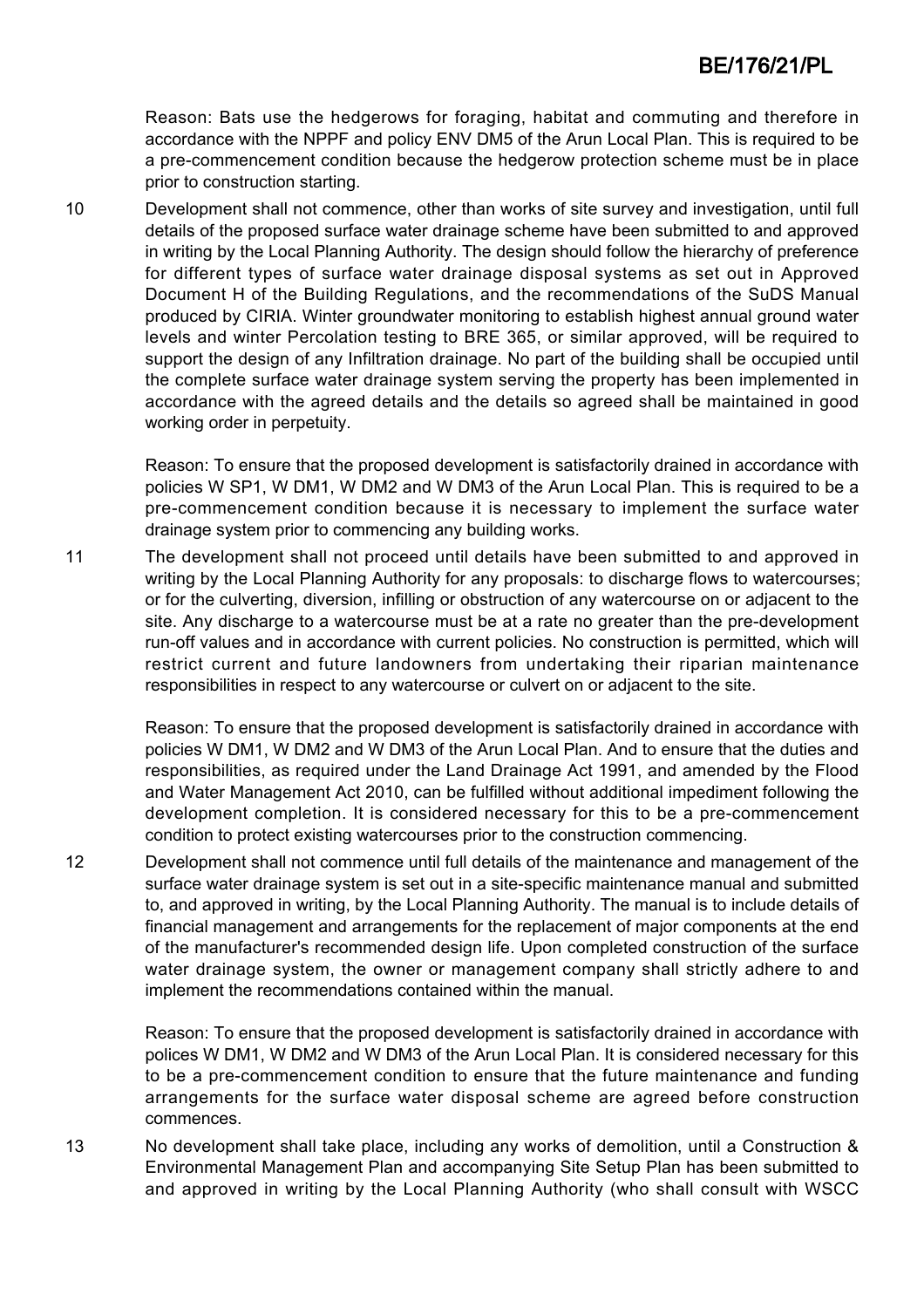Reason: Bats use the hedgerows for foraging, habitat and commuting and therefore in accordance with the NPPF and policy ENV DM5 of the Arun Local Plan. This is required to be a pre-commencement condition because the hedgerow protection scheme must be in place prior to construction starting.

10 Development shall not commence, other than works of site survey and investigation, until full details of the proposed surface water drainage scheme have been submitted to and approved in writing by the Local Planning Authority. The design should follow the hierarchy of preference for different types of surface water drainage disposal systems as set out in Approved Document H of the Building Regulations, and the recommendations of the SuDS Manual produced by CIRIA. Winter groundwater monitoring to establish highest annual ground water levels and winter Percolation testing to BRE 365, or similar approved, will be required to support the design of any Infiltration drainage. No part of the building shall be occupied until the complete surface water drainage system serving the property has been implemented in accordance with the agreed details and the details so agreed shall be maintained in good working order in perpetuity.

Reason: To ensure that the proposed development is satisfactorily drained in accordance with policies W SP1, W DM1, W DM2 and W DM3 of the Arun Local Plan. This is required to be a pre-commencement condition because it is necessary to implement the surface water drainage system prior to commencing any building works.

11 The development shall not proceed until details have been submitted to and approved in writing by the Local Planning Authority for any proposals: to discharge flows to watercourses; or for the culverting, diversion, infilling or obstruction of any watercourse on or adjacent to the site. Any discharge to a watercourse must be at a rate no greater than the pre-development run-off values and in accordance with current policies. No construction is permitted, which will restrict current and future landowners from undertaking their riparian maintenance responsibilities in respect to any watercourse or culvert on or adjacent to the site.

Reason: To ensure that the proposed development is satisfactorily drained in accordance with policies W DM1, W DM2 and W DM3 of the Arun Local Plan. And to ensure that the duties and responsibilities, as required under the Land Drainage Act 1991, and amended by the Flood and Water Management Act 2010, can be fulfilled without additional impediment following the development completion. It is considered necessary for this to be a pre-commencement condition to protect existing watercourses prior to the construction commencing.

12 Development shall not commence until full details of the maintenance and management of the surface water drainage system is set out in a site-specific maintenance manual and submitted to, and approved in writing, by the Local Planning Authority. The manual is to include details of financial management and arrangements for the replacement of major components at the end of the manufacturer's recommended design life. Upon completed construction of the surface water drainage system, the owner or management company shall strictly adhere to and implement the recommendations contained within the manual.

Reason: To ensure that the proposed development is satisfactorily drained in accordance with polices W DM1, W DM2 and W DM3 of the Arun Local Plan. It is considered necessary for this to be a pre-commencement condition to ensure that the future maintenance and funding arrangements for the surface water disposal scheme are agreed before construction commences.

13 No development shall take place, including any works of demolition, until a Construction & Environmental Management Plan and accompanying Site Setup Plan has been submitted to and approved in writing by the Local Planning Authority (who shall consult with WSCC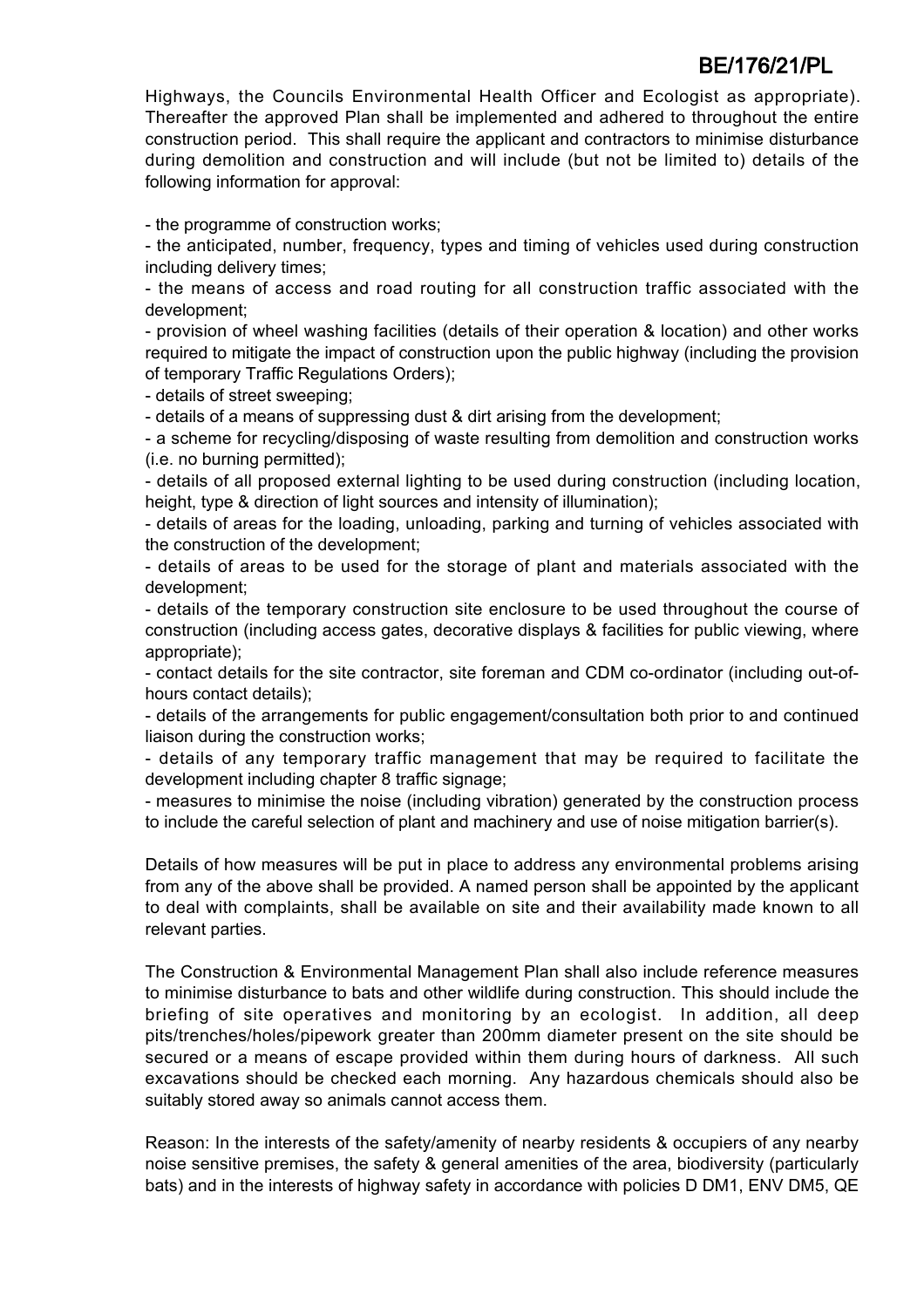Highways, the Councils Environmental Health Officer and Ecologist as appropriate). Thereafter the approved Plan shall be implemented and adhered to throughout the entire construction period. This shall require the applicant and contractors to minimise disturbance during demolition and construction and will include (but not be limited to) details of the following information for approval:

- the programme of construction works;
- the anticipated, number, frequency, types and timing of vehicles used during construction including delivery times;
- the means of access and road routing for all construction traffic associated with the development;
- provision of wheel washing facilities (details of their operation & location) and other works required to mitigate the impact of construction upon the public highway (including the provision of temporary Traffic Regulations Orders);
- details of street sweeping;
- details of a means of suppressing dust & dirt arising from the development;
- a scheme for recycling/disposing of waste resulting from demolition and construction works (i.e. no burning permitted);
- details of all proposed external lighting to be used during construction (including location, height, type & direction of light sources and intensity of illumination);
- details of areas for the loading, unloading, parking and turning of vehicles associated with the construction of the development;
- details of areas to be used for the storage of plant and materials associated with the development;
- details of the temporary construction site enclosure to be used throughout the course of construction (including access gates, decorative displays & facilities for public viewing, where appropriate);
- contact details for the site contractor, site foreman and CDM co-ordinator (including out-of-hours contact details);
- details of the arrangements for public engagement/consultation both prior to and continued liaison during the construction works;
- details of any temporary traffic management that may be required to facilitate the development including chapter 8 traffic signage;
- measures to minimise the noise (including vibration) generated by the construction process to include the careful selection of plant and machinery and use of noise mitigation barrier(s).

Details of how measures will be put in place to address any environmental problems arising from any of the above shall be provided. A named person shall be appointed by the applicant to deal with complaints, shall be available on site and their availability made known to all relevant parties.

The Construction & Environmental Management Plan shall also include reference measures to minimise disturbance to bats and other wildlife during construction. This should include the briefing of site operatives and monitoring by an ecologist. In addition, all deep pits/trenches/holes/pipework greater than 200mm diameter present on the site should be secured or a means of escape provided within them during hours of darkness. All such excavations should be checked each morning. Any hazardous chemicals should also be suitably stored away so animals cannot access them.

Reason: In the interests of the safety/amenity of nearby residents & occupiers of any nearby noise sensitive premises, the safety & general amenities of the area, biodiversity (particularly bats) and in the interests of highway safety in accordance with policies D DM1, ENV DM5, QE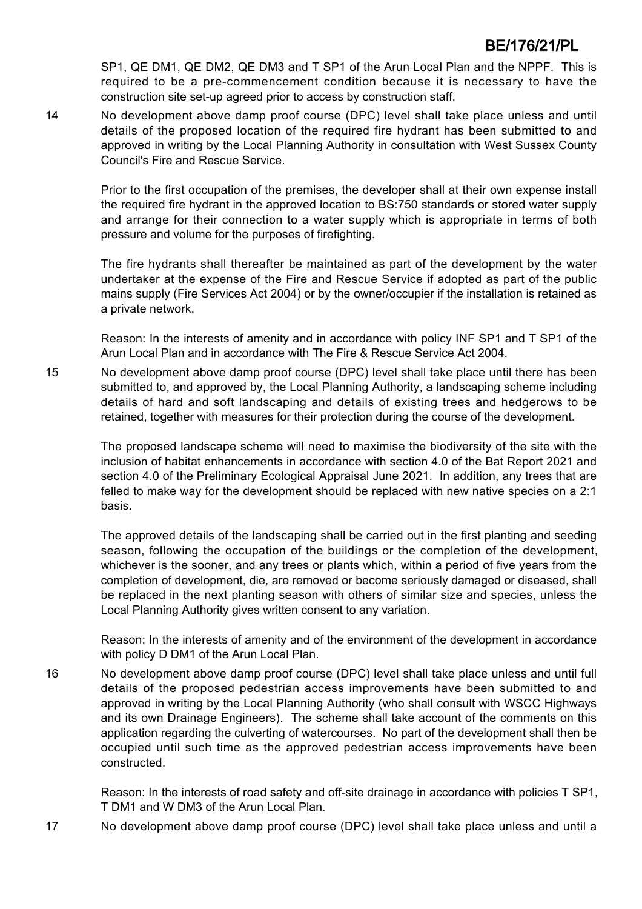SP1, QE DM1, QE DM2, QE DM3 and T SP1 of the Arun Local Plan and the NPPF. This is required to be a pre-commencement condition because it is necessary to have the construction site set-up agreed prior to access by construction staff.

14 No development above damp proof course (DPC) level shall take place unless and until details of the proposed location of the required fire hydrant has been submitted to and approved in writing by the Local Planning Authority in consultation with West Sussex County Council's Fire and Rescue Service.

Prior to the first occupation of the premises, the developer shall at their own expense install the required fire hydrant in the approved location to BS:750 standards or stored water supply and arrange for their connection to a water supply which is appropriate in terms of both pressure and volume for the purposes of firefighting.

The fire hydrants shall thereafter be maintained as part of the development by the water undertaker at the expense of the Fire and Rescue Service if adopted as part of the public mains supply (Fire Services Act 2004) or by the owner/occupier if the installation is retained as a private network.

Reason: In the interests of amenity and in accordance with policy INF SP1 and T SP1 of the Arun Local Plan and in accordance with The Fire & Rescue Service Act 2004.

15 No development above damp proof course (DPC) level shall take place until there has been submitted to, and approved by, the Local Planning Authority, a landscaping scheme including details of hard and soft landscaping and details of existing trees and hedgerows to be retained, together with measures for their protection during the course of the development.

The proposed landscape scheme will need to maximise the biodiversity of the site with the inclusion of habitat enhancements in accordance with section 4.0 of the Bat Report 2021 and section 4.0 of the Preliminary Ecological Appraisal June 2021. In addition, any trees that are felled to make way for the development should be replaced with new native species on a 2:1 basis.

The approved details of the landscaping shall be carried out in the first planting and seeding season, following the occupation of the buildings or the completion of the development, whichever is the sooner, and any trees or plants which, within a period of five years from the completion of development, die, are removed or become seriously damaged or diseased, shall be replaced in the next planting season with others of similar size and species, unless the Local Planning Authority gives written consent to any variation.

Reason: In the interests of amenity and of the environment of the development in accordance with policy D DM1 of the Arun Local Plan.

16 No development above damp proof course (DPC) level shall take place unless and until full details of the proposed pedestrian access improvements have been submitted to and approved in writing by the Local Planning Authority (who shall consult with WSCC Highways and its own Drainage Engineers). The scheme shall take account of the comments on this application regarding the culverting of watercourses. No part of the development shall then be occupied until such time as the approved pedestrian access improvements have been constructed.

Reason: In the interests of road safety and off-site drainage in accordance with policies T SP1, T DM1 and W DM3 of the Arun Local Plan.

17 No development above damp proof course (DPC) level shall take place unless and until a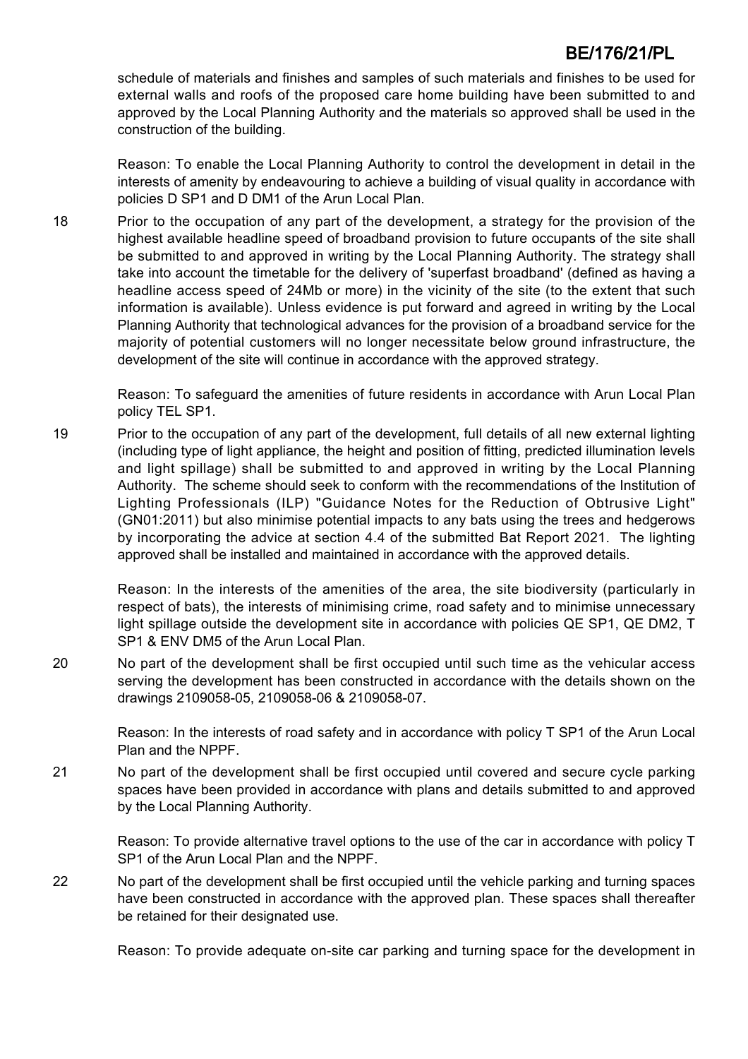schedule of materials and finishes and samples of such materials and finishes to be used for external walls and roofs of the proposed care home building have been submitted to and approved by the Local Planning Authority and the materials so approved shall be used in the construction of the building.

Reason: To enable the Local Planning Authority to control the development in detail in the interests of amenity by endeavouring to achieve a building of visual quality in accordance with policies D SP1 and D DM1 of the Arun Local Plan.

18 Prior to the occupation of any part of the development, a strategy for the provision of the highest available headline speed of broadband provision to future occupants of the site shall be submitted to and approved in writing by the Local Planning Authority. The strategy shall take into account the timetable for the delivery of 'superfast broadband' (defined as having a headline access speed of 24Mb or more) in the vicinity of the site (to the extent that such information is available). Unless evidence is put forward and agreed in writing by the Local Planning Authority that technological advances for the provision of a broadband service for the majority of potential customers will no longer necessitate below ground infrastructure, the development of the site will continue in accordance with the approved strategy.

Reason: To safeguard the amenities of future residents in accordance with Arun Local Plan policy TEL SP1.

19 Prior to the occupation of any part of the development, full details of all new external lighting (including type of light appliance, the height and position of fitting, predicted illumination levels and light spillage) shall be submitted to and approved in writing by the Local Planning Authority. The scheme should seek to conform with the recommendations of the Institution of Lighting Professionals (ILP) "Guidance Notes for the Reduction of Obtrusive Light" (GN01:2011) but also minimise potential impacts to any bats using the trees and hedgerows by incorporating the advice at section 4.4 of the submitted Bat Report 2021. The lighting approved shall be installed and maintained in accordance with the approved details.

Reason: In the interests of the amenities of the area, the site biodiversity (particularly in respect of bats), the interests of minimising crime, road safety and to minimise unnecessary light spillage outside the development site in accordance with policies QE SP1, QE DM2, T SP1 & ENV DM5 of the Arun Local Plan.

20 No part of the development shall be first occupied until such time as the vehicular access serving the development has been constructed in accordance with the details shown on the drawings 2109058-05, 2109058-06 & 2109058-07.

Reason: In the interests of road safety and in accordance with policy T SP1 of the Arun Local Plan and the NPPF.

21 No part of the development shall be first occupied until covered and secure cycle parking spaces have been provided in accordance with plans and details submitted to and approved by the Local Planning Authority.

Reason: To provide alternative travel options to the use of the car in accordance with policy T SP1 of the Arun Local Plan and the NPPF.

22 No part of the development shall be first occupied until the vehicle parking and turning spaces have been constructed in accordance with the approved plan. These spaces shall thereafter be retained for their designated use.

Reason: To provide adequate on-site car parking and turning space for the development in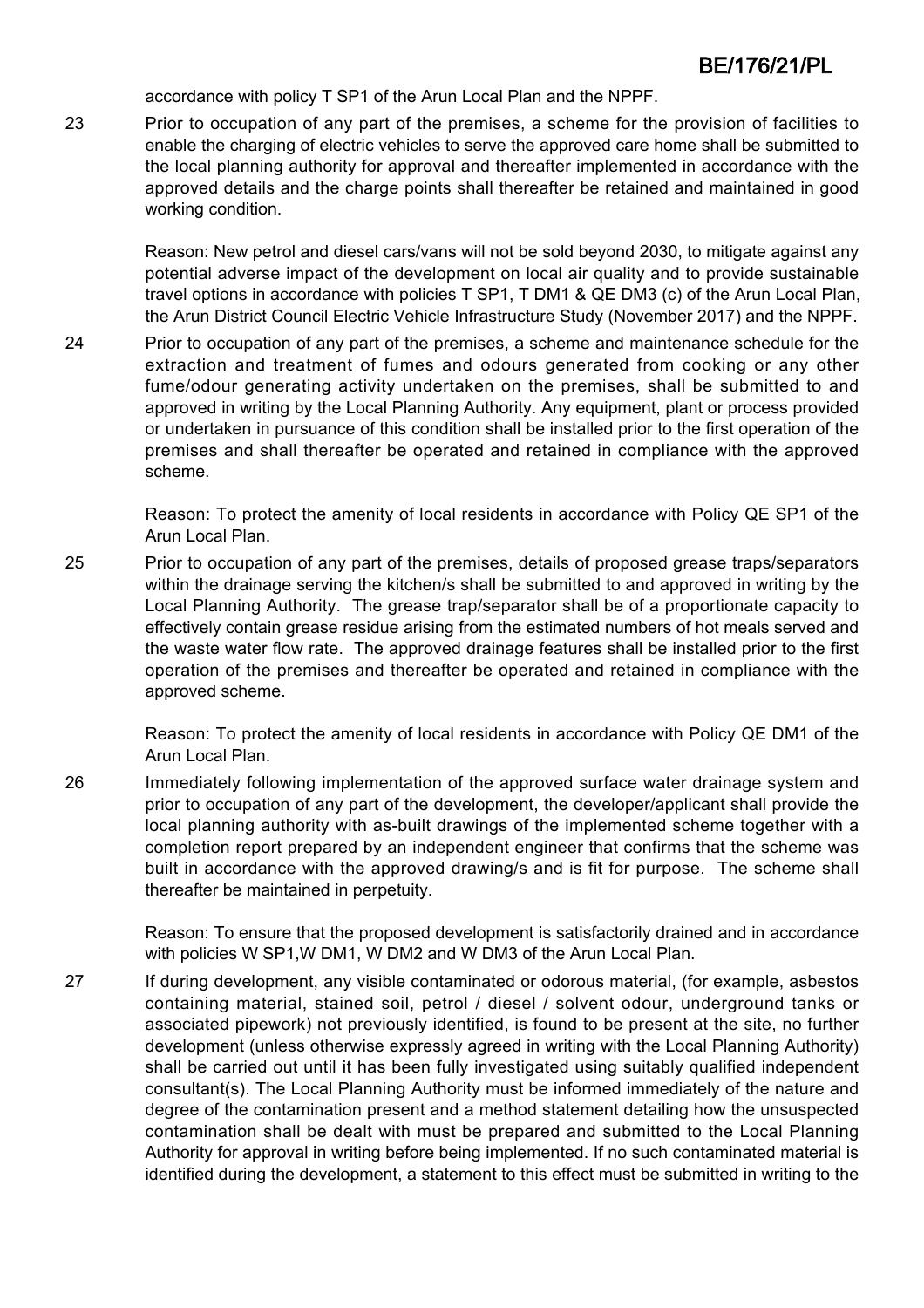accordance with policy T SP1 of the Arun Local Plan and the NPPF.

23 Prior to occupation of any part of the premises, a scheme for the provision of facilities to enable the charging of electric vehicles to serve the approved care home shall be submitted to the local planning authority for approval and thereafter implemented in accordance with the approved details and the charge points shall thereafter be retained and maintained in good working condition.

Reason: New petrol and diesel cars/vans will not be sold beyond 2030, to mitigate against any potential adverse impact of the development on local air quality and to provide sustainable travel options in accordance with policies T SP1, T DM1 & QE DM3 (c) of the Arun Local Plan, the Arun District Council Electric Vehicle Infrastructure Study (November 2017) and the NPPF.

24 Prior to occupation of any part of the premises, a scheme and maintenance schedule for the extraction and treatment of fumes and odours generated from cooking or any other fume/odour generating activity undertaken on the premises, shall be submitted to and approved in writing by the Local Planning Authority. Any equipment, plant or process provided or undertaken in pursuance of this condition shall be installed prior to the first operation of the premises and shall thereafter be operated and retained in compliance with the approved scheme.

Reason: To protect the amenity of local residents in accordance with Policy QE SP1 of the Arun Local Plan.

25 Prior to occupation of any part of the premises, details of proposed grease traps/separators within the drainage serving the kitchen/s shall be submitted to and approved in writing by the Local Planning Authority. The grease trap/separator shall be of a proportionate capacity to effectively contain grease residue arising from the estimated numbers of hot meals served and the waste water flow rate. The approved drainage features shall be installed prior to the first operation of the premises and thereafter be operated and retained in compliance with the approved scheme.

Reason: To protect the amenity of local residents in accordance with Policy QE DM1 of the Arun Local Plan.

26 Immediately following implementation of the approved surface water drainage system and prior to occupation of any part of the development, the developer/applicant shall provide the local planning authority with as-built drawings of the implemented scheme together with a completion report prepared by an independent engineer that confirms that the scheme was built in accordance with the approved drawing/s and is fit for purpose. The scheme shall thereafter be maintained in perpetuity.

Reason: To ensure that the proposed development is satisfactorily drained and in accordance with policies W SP1,W DM1, W DM2 and W DM3 of the Arun Local Plan.

27 If during development, any visible contaminated or odorous material, (for example, asbestos containing material, stained soil, petrol / diesel / solvent odour, underground tanks or associated pipework) not previously identified, is found to be present at the site, no further development (unless otherwise expressly agreed in writing with the Local Planning Authority) shall be carried out until it has been fully investigated using suitably qualified independent consultant(s). The Local Planning Authority must be informed immediately of the nature and degree of the contamination present and a method statement detailing how the unsuspected contamination shall be dealt with must be prepared and submitted to the Local Planning Authority for approval in writing before being implemented. If no such contaminated material is identified during the development, a statement to this effect must be submitted in writing to the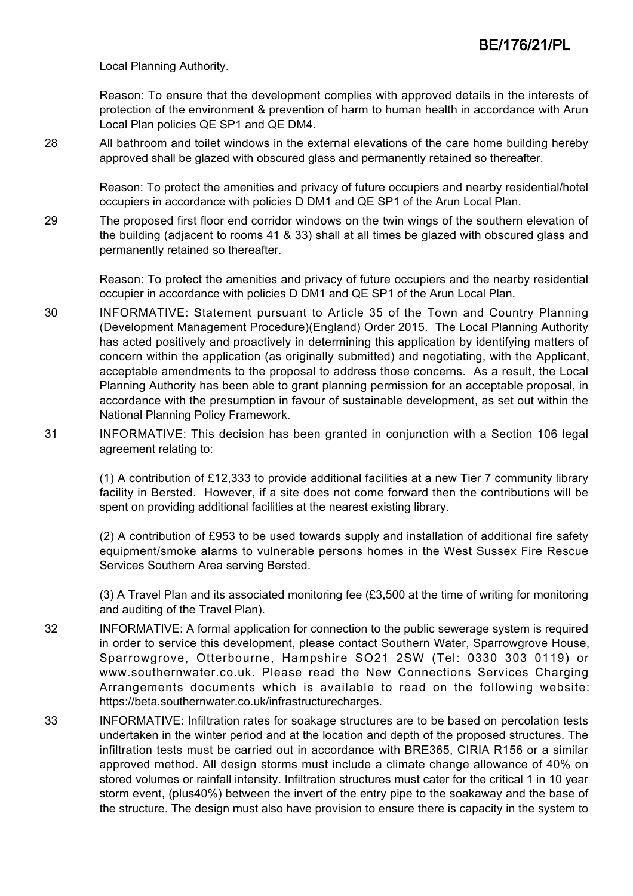Local Planning Authority.

Reason: To ensure that the development complies with approved details in the interests of protection of the environment & prevention of harm to human health in accordance with Arun Local Plan policies QE SP1 and QE DM4.

28 All bathroom and toilet windows in the external elevations of the care home building hereby approved shall be glazed with obscured glass and permanently retained so thereafter.

Reason: To protect the amenities and privacy of future occupiers and nearby residential/hotel occupiers in accordance with policies D DM1 and QE SP1 of the Arun Local Plan.

29 The proposed first floor end corridor windows on the twin wings of the southern elevation of the building (adjacent to rooms 41 & 33) shall at all times be glazed with obscured glass and permanently retained so thereafter.

Reason: To protect the amenities and privacy of future occupiers and the nearby residential occupier in accordance with policies D DM1 and QE SP1 of the Arun Local Plan.

30 INFORMATIVE: Statement pursuant to Article 35 of the Town and Country Planning (Development Management Procedure)(England) Order 2015. The Local Planning Authority has acted positively and proactively in determining this application by identifying matters of concern within the application (as originally submitted) and negotiating, with the Applicant, acceptable amendments to the proposal to address those concerns. As a result, the Local Planning Authority has been able to grant planning permission for an acceptable proposal, in accordance with the presumption in favour of sustainable development, as set out within the National Planning Policy Framework.

31 INFORMATIVE: This decision has been granted in conjunction with a Section 106 legal agreement relating to:

(1) A contribution of £12,333 to provide additional facilities at a new Tier 7 community library facility in Bersted. However, if a site does not come forward then the contributions will be spent on providing additional facilities at the nearest existing library.

(2) A contribution of £953 to be used towards supply and installation of additional fire safety equipment/smoke alarms to vulnerable persons homes in the West Sussex Fire Rescue Services Southern Area serving Bersted.

(3) A Travel Plan and its associated monitoring fee (£3,500 at the time of writing for monitoring and auditing of the Travel Plan).

32 INFORMATIVE: A formal application for connection to the public sewerage system is required in order to service this development, please contact Southern Water, Sparrowgrove House, Sparrowgrove, Otterbourne, Hampshire SO21 2SW (Tel: 0330 303 0119) or www.southernwater.co.uk. Please read the New Connections Services Charging Arrangements documents which is available to read on the following website: https://beta.southernwater.co.uk/infrastructurecharges.

33 INFORMATIVE: Infiltration rates for soakage structures are to be based on percolation tests undertaken in the winter period and at the location and depth of the proposed structures. The infiltration tests must be carried out in accordance with BRE365, CIRIA R156 or a similar approved method. All design storms must include a climate change allowance of 40% on stored volumes or rainfall intensity. Infiltration structures must cater for the critical 1 in 10 year storm event, (plus40%) between the invert of the entry pipe to the soakaway and the base of the structure. The design must also have provision to ensure there is capacity in the system to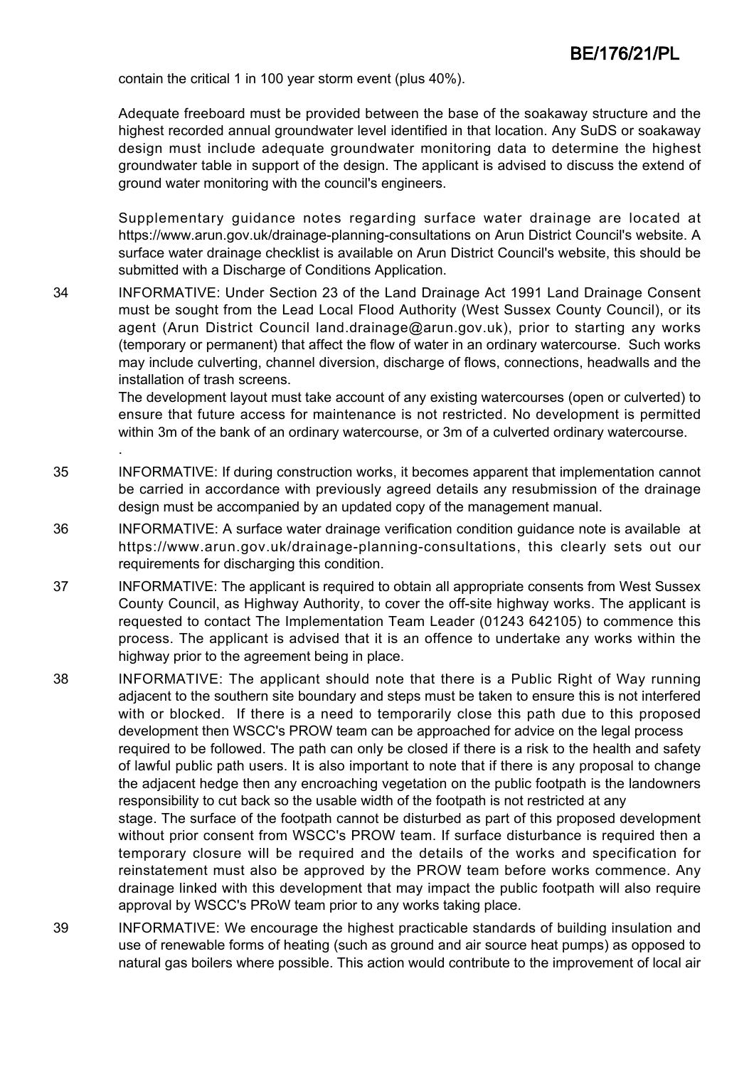contain the critical 1 in 100 year storm event (plus 40%).

Adequate freeboard must be provided between the base of the soakaway structure and the highest recorded annual groundwater level identified in that location. Any SuDS or soakaway design must include adequate groundwater monitoring data to determine the highest groundwater table in support of the design. The applicant is advised to discuss the extend of ground water monitoring with the council's engineers.

Supplementary guidance notes regarding surface water drainage are located at https://www.arun.gov.uk/drainage-planning-consultations on Arun District Council's website. A surface water drainage checklist is available on Arun District Council's website, this should be submitted with a Discharge of Conditions Application.

34 INFORMATIVE: Under Section 23 of the Land Drainage Act 1991 Land Drainage Consent must be sought from the Lead Local Flood Authority (West Sussex County Council), or its agent (Arun District Council land.drainage@arun.gov.uk), prior to starting any works (temporary or permanent) that affect the flow of water in an ordinary watercourse. Such works may include culverting, channel diversion, discharge of flows, connections, headwalls and the installation of trash screens.
The development layout must take account of any existing watercourses (open or culverted) to ensure that future access for maintenance is not restricted. No development is permitted within 3m of the bank of an ordinary watercourse, or 3m of a culverted ordinary watercourse.
.

35 INFORMATIVE: If during construction works, it becomes apparent that implementation cannot be carried in accordance with previously agreed details any resubmission of the drainage design must be accompanied by an updated copy of the management manual.

36 INFORMATIVE: A surface water drainage verification condition guidance note is available at https://www.arun.gov.uk/drainage-planning-consultations, this clearly sets out our requirements for discharging this condition.

37 INFORMATIVE: The applicant is required to obtain all appropriate consents from West Sussex County Council, as Highway Authority, to cover the off-site highway works. The applicant is requested to contact The Implementation Team Leader (01243 642105) to commence this process. The applicant is advised that it is an offence to undertake any works within the highway prior to the agreement being in place.

38 INFORMATIVE: The applicant should note that there is a Public Right of Way running adjacent to the southern site boundary and steps must be taken to ensure this is not interfered with or blocked. If there is a need to temporarily close this path due to this proposed development then WSCC's PROW team can be approached for advice on the legal process required to be followed. The path can only be closed if there is a risk to the health and safety of lawful public path users. It is also important to note that if there is any proposal to change the adjacent hedge then any encroaching vegetation on the public footpath is the landowners responsibility to cut back so the usable width of the footpath is not restricted at any stage. The surface of the footpath cannot be disturbed as part of this proposed development without prior consent from WSCC's PROW team. If surface disturbance is required then a temporary closure will be required and the details of the works and specification for reinstatement must also be approved by the PROW team before works commence. Any drainage linked with this development that may impact the public footpath will also require approval by WSCC's PRoW team prior to any works taking place.

39 INFORMATIVE: We encourage the highest practicable standards of building insulation and use of renewable forms of heating (such as ground and air source heat pumps) as opposed to natural gas boilers where possible. This action would contribute to the improvement of local air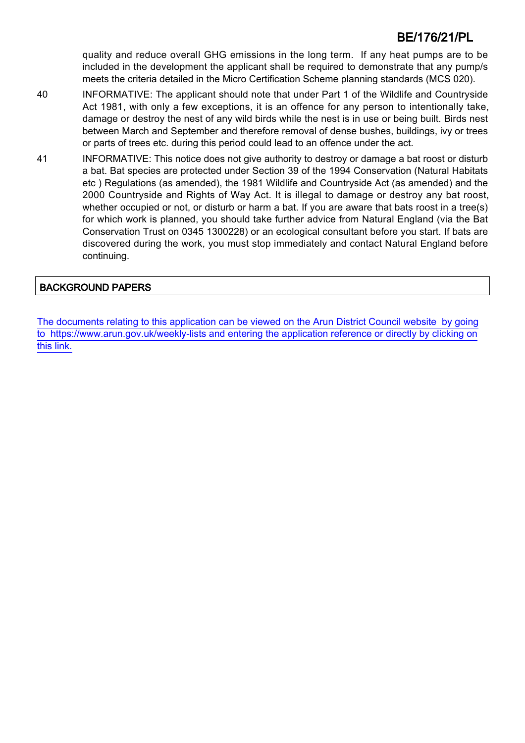quality and reduce overall GHG emissions in the long term. If any heat pumps are to be included in the development the applicant shall be required to demonstrate that any pump/s meets the criteria detailed in the Micro Certification Scheme planning standards (MCS 020).

40 INFORMATIVE: The applicant should note that under Part 1 of the Wildlife and Countryside Act 1981, with only a few exceptions, it is an offence for any person to intentionally take, damage or destroy the nest of any wild birds while the nest is in use or being built. Birds nest between March and September and therefore removal of dense bushes, buildings, ivy or trees or parts of trees etc. during this period could lead to an offence under the act.

41 INFORMATIVE: This notice does not give authority to destroy or damage a bat roost or disturb a bat. Bat species are protected under Section 39 of the 1994 Conservation (Natural Habitats etc ) Regulations (as amended), the 1981 Wildlife and Countryside Act (as amended) and the 2000 Countryside and Rights of Way Act. It is illegal to damage or destroy any bat roost, whether occupied or not, or disturb or harm a bat. If you are aware that bats roost in a tree(s) for which work is planned, you should take further advice from Natural England (via the Bat Conservation Trust on 0345 1300228) or an ecological consultant before you start. If bats are discovered during the work, you must stop immediately and contact Natural England before continuing.

## BACKGROUND PAPERS

The documents relating to this application can be viewed on the Arun District Council website by going to https://www.arun.gov.uk/weekly-lists and entering the application reference or directly by clicking on this link.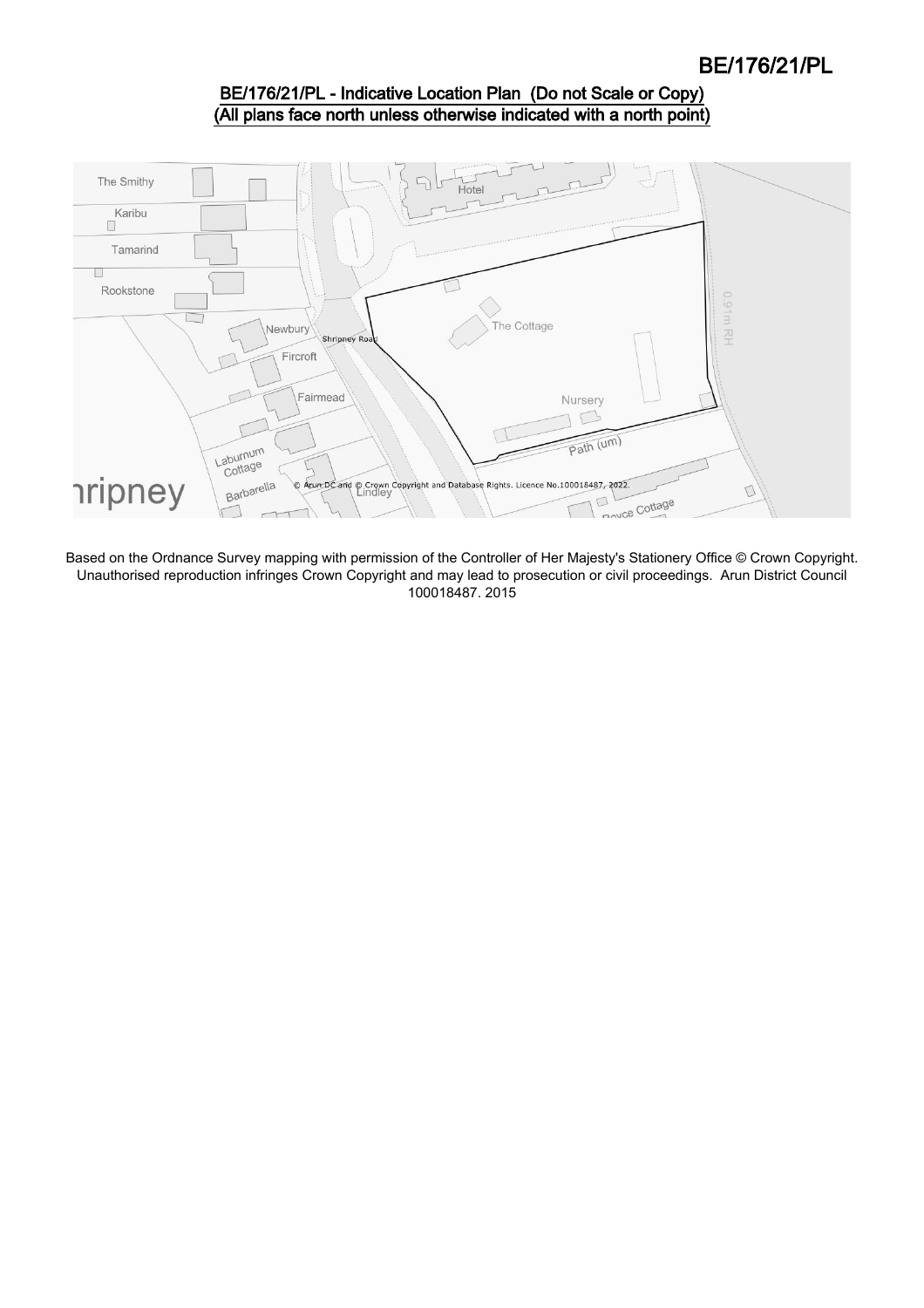# BE/176/21/PL

## BE/176/21/PL - Indicative Location Plan (Do not Scale or Copy)
## (All plans face north unless otherwise indicated with a north point)

The Smithy
Karibu
Tamarind
Rookstone
Newbury
Fircroft
Fairmead
Laburnum Cottage
Barbarella
Lindley
Hotel
The Cottage
Nursery
Path (um)
Shripney Road
0.91m RH
Royce Cottage
Shripney
© Arun DC and © Crown Copyright and Database Rights. Licence No.100018487, 2022.

Based on the Ordnance Survey mapping with permission of the Controller of Her Majesty's Stationery Office © Crown Copyright. Unauthorised reproduction infringes Crown Copyright and may lead to prosecution or civil proceedings. Arun District Council 100018487. 2015